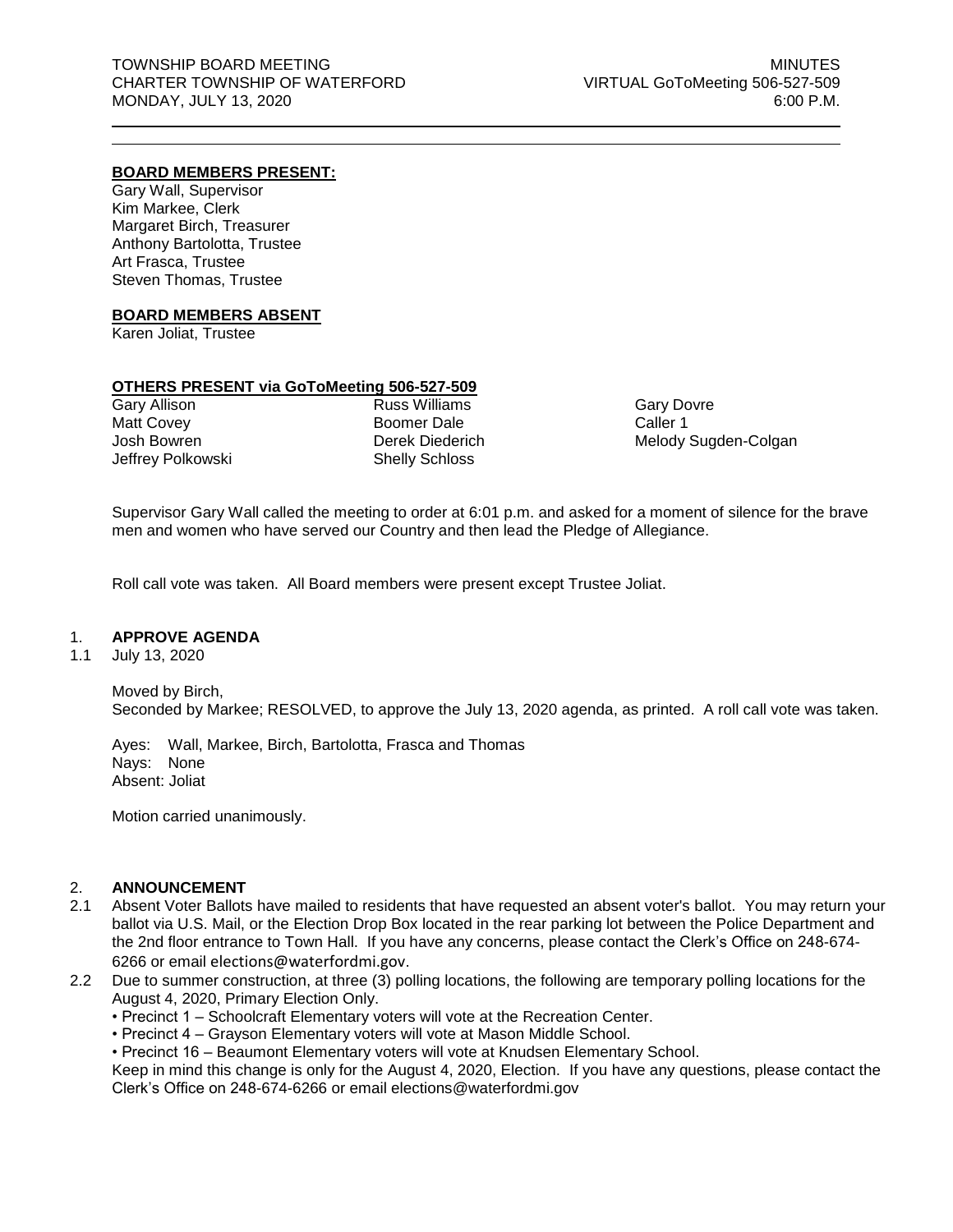TOWNSHIP BOARD MEETING
CHARTER TOWNSHIP OF WATERFORD
MONDAY, JULY 13, 2020

MINUTES
VIRTUAL GoToMeeting 506-527-509
6:00 P.M.

**BOARD MEMBERS PRESENT:**

Gary Wall, Supervisor
Kim Markee, Clerk
Margaret Birch, Treasurer
Anthony Bartolotta, Trustee
Art Frasca, Trustee
Steven Thomas, Trustee

**BOARD MEMBERS ABSENT**

Karen Joliat, Trustee

**OTHERS PRESENT via GoToMeeting 506-527-509**

| | | |
|---|---|---|
| Gary Allison | Russ Williams | Gary Dovre |
| Matt Covey | Boomer Dale | Caller 1 |
| Josh Bowren | Derek Diederich | Melody Sugden-Colgan |
| Jeffrey Polkowski | Shelly Schloss | |

Supervisor Gary Wall called the meeting to order at 6:01 p.m. and asked for a moment of silence for the brave men and women who have served our Country and then lead the Pledge of Allegiance.

Roll call vote was taken. All Board members were present except Trustee Joliat.

1. **APPROVE AGENDA**
1.1 July 13, 2020

Moved by Birch,
Seconded by Markee; RESOLVED, to approve the July 13, 2020 agenda, as printed. A roll call vote was taken.

Ayes: Wall, Markee, Birch, Bartolotta, Frasca and Thomas
Nays: None
Absent: Joliat

Motion carried unanimously.

2. **ANNOUNCEMENT**
2.1 Absent Voter Ballots have mailed to residents that have requested an absent voter's ballot. You may return your ballot via U.S. Mail, or the Election Drop Box located in the rear parking lot between the Police Department and the 2nd floor entrance to Town Hall. If you have any concerns, please contact the Clerk's Office on 248-674-6266 or email elections@waterfordmi.gov.
2.2 Due to summer construction, at three (3) polling locations, the following are temporary polling locations for the August 4, 2020, Primary Election Only.
   • Precinct 1 – Schoolcraft Elementary voters will vote at the Recreation Center.
   • Precinct 4 – Grayson Elementary voters will vote at Mason Middle School.
   • Precinct 16 – Beaumont Elementary voters will vote at Knudsen Elementary School.

   Keep in mind this change is only for the August 4, 2020, Election. If you have any questions, please contact the Clerk's Office on 248-674-6266 or email elections@waterfordmi.gov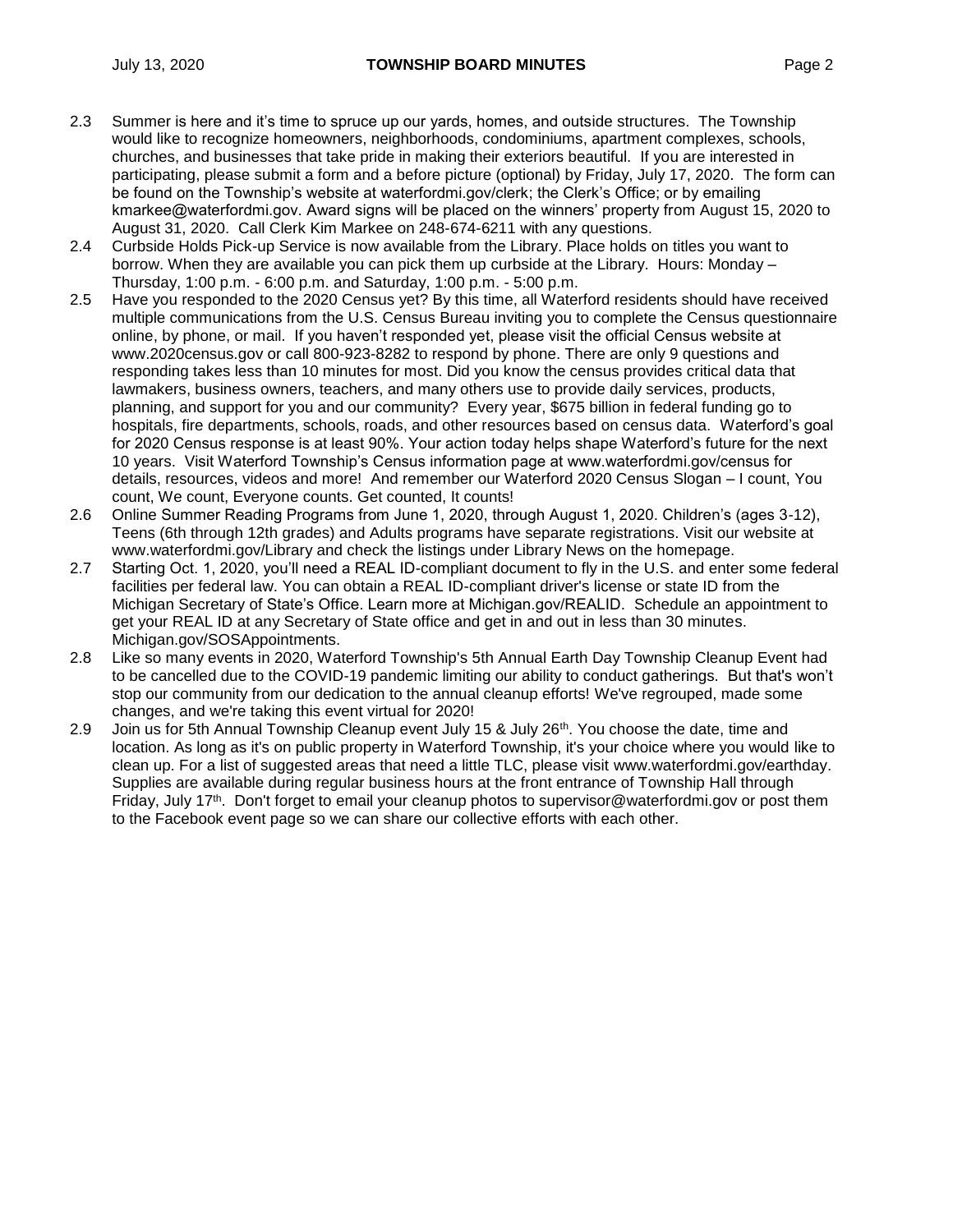2.3 Summer is here and it's time to spruce up our yards, homes, and outside structures. The Township would like to recognize homeowners, neighborhoods, condominiums, apartment complexes, schools, churches, and businesses that take pride in making their exteriors beautiful. If you are interested in participating, please submit a form and a before picture (optional) by Friday, July 17, 2020. The form can be found on the Township's website at waterfordmi.gov/clerk; the Clerk's Office; or by emailing kmarkee@waterfordmi.gov. Award signs will be placed on the winners' property from August 15, 2020 to August 31, 2020. Call Clerk Kim Markee on 248-674-6211 with any questions.

2.4 Curbside Holds Pick-up Service is now available from the Library. Place holds on titles you want to borrow. When they are available you can pick them up curbside at the Library. Hours: Monday – Thursday, 1:00 p.m. - 6:00 p.m. and Saturday, 1:00 p.m. - 5:00 p.m.

2.5 Have you responded to the 2020 Census yet? By this time, all Waterford residents should have received multiple communications from the U.S. Census Bureau inviting you to complete the Census questionnaire online, by phone, or mail. If you haven't responded yet, please visit the official Census website at www.2020census.gov or call 800-923-8282 to respond by phone. There are only 9 questions and responding takes less than 10 minutes for most. Did you know the census provides critical data that lawmakers, business owners, teachers, and many others use to provide daily services, products, planning, and support for you and our community? Every year, $675 billion in federal funding go to hospitals, fire departments, schools, roads, and other resources based on census data. Waterford's goal for 2020 Census response is at least 90%. Your action today helps shape Waterford's future for the next 10 years. Visit Waterford Township's Census information page at www.waterfordmi.gov/census for details, resources, videos and more! And remember our Waterford 2020 Census Slogan – I count, You count, We count, Everyone counts. Get counted, It counts!

2.6 Online Summer Reading Programs from June 1, 2020, through August 1, 2020. Children's (ages 3-12), Teens (6th through 12th grades) and Adults programs have separate registrations. Visit our website at www.waterfordmi.gov/Library and check the listings under Library News on the homepage.

2.7 Starting Oct. 1, 2020, you'll need a REAL ID-compliant document to fly in the U.S. and enter some federal facilities per federal law. You can obtain a REAL ID-compliant driver's license or state ID from the Michigan Secretary of State's Office. Learn more at Michigan.gov/REALID. Schedule an appointment to get your REAL ID at any Secretary of State office and get in and out in less than 30 minutes. Michigan.gov/SOSAppointments.

2.8 Like so many events in 2020, Waterford Township's 5th Annual Earth Day Township Cleanup Event had to be cancelled due to the COVID-19 pandemic limiting our ability to conduct gatherings. But that's won't stop our community from our dedication to the annual cleanup efforts! We've regrouped, made some changes, and we're taking this event virtual for 2020!

2.9 Join us for 5th Annual Township Cleanup event July 15 & July 26th. You choose the date, time and location. As long as it's on public property in Waterford Township, it's your choice where you would like to clean up. For a list of suggested areas that need a little TLC, please visit www.waterfordmi.gov/earthday. Supplies are available during regular business hours at the front entrance of Township Hall through Friday, July 17th. Don't forget to email your cleanup photos to supervisor@waterfordmi.gov or post them to the Facebook event page so we can share our collective efforts with each other.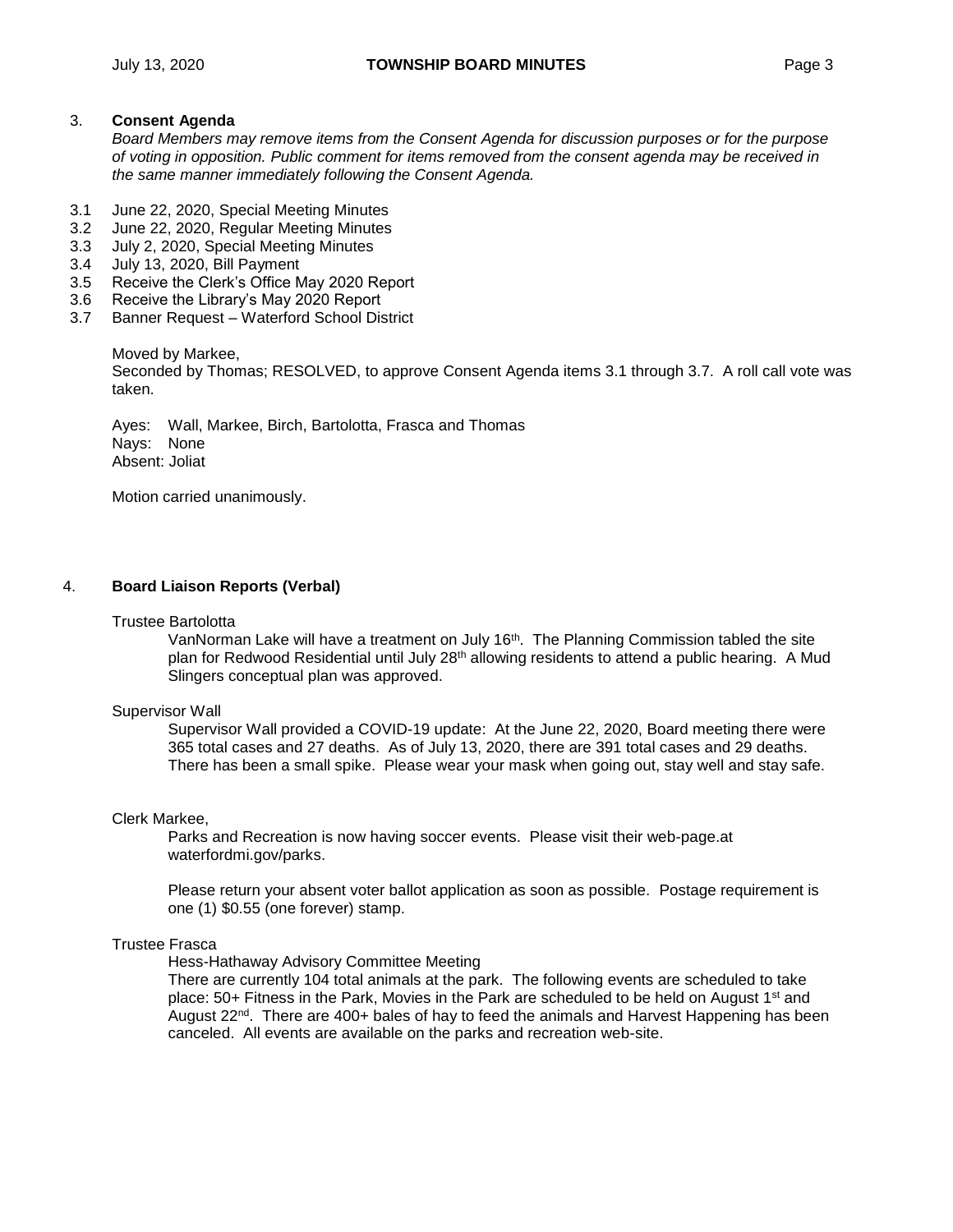## 3. Consent Agenda

*Board Members may remove items from the Consent Agenda for discussion purposes or for the purpose of voting in opposition. Public comment for items removed from the consent agenda may be received in the same manner immediately following the Consent Agenda.*

3.1 June 22, 2020, Special Meeting Minutes
3.2 June 22, 2020, Regular Meeting Minutes
3.3 July 2, 2020, Special Meeting Minutes
3.4 July 13, 2020, Bill Payment
3.5 Receive the Clerk's Office May 2020 Report
3.6 Receive the Library's May 2020 Report
3.7 Banner Request – Waterford School District

Moved by Markee,
Seconded by Thomas; RESOLVED, to approve Consent Agenda items 3.1 through 3.7. A roll call vote was taken.

Ayes: Wall, Markee, Birch, Bartolotta, Frasca and Thomas
Nays: None
Absent: Joliat

Motion carried unanimously.

## 4. Board Liaison Reports (Verbal)

Trustee Bartolotta

VanNorman Lake will have a treatment on July 16th. The Planning Commission tabled the site plan for Redwood Residential until July 28th allowing residents to attend a public hearing. A Mud Slingers conceptual plan was approved.

Supervisor Wall

Supervisor Wall provided a COVID-19 update: At the June 22, 2020, Board meeting there were 365 total cases and 27 deaths. As of July 13, 2020, there are 391 total cases and 29 deaths. There has been a small spike. Please wear your mask when going out, stay well and stay safe.

Clerk Markee,

Parks and Recreation is now having soccer events. Please visit their web-page.at waterfordmi.gov/parks.

Please return your absent voter ballot application as soon as possible. Postage requirement is one (1) $0.55 (one forever) stamp.

Trustee Frasca

Hess-Hathaway Advisory Committee Meeting

There are currently 104 total animals at the park. The following events are scheduled to take place: 50+ Fitness in the Park, Movies in the Park are scheduled to be held on August 1st and August 22nd. There are 400+ bales of hay to feed the animals and Harvest Happening has been canceled. All events are available on the parks and recreation web-site.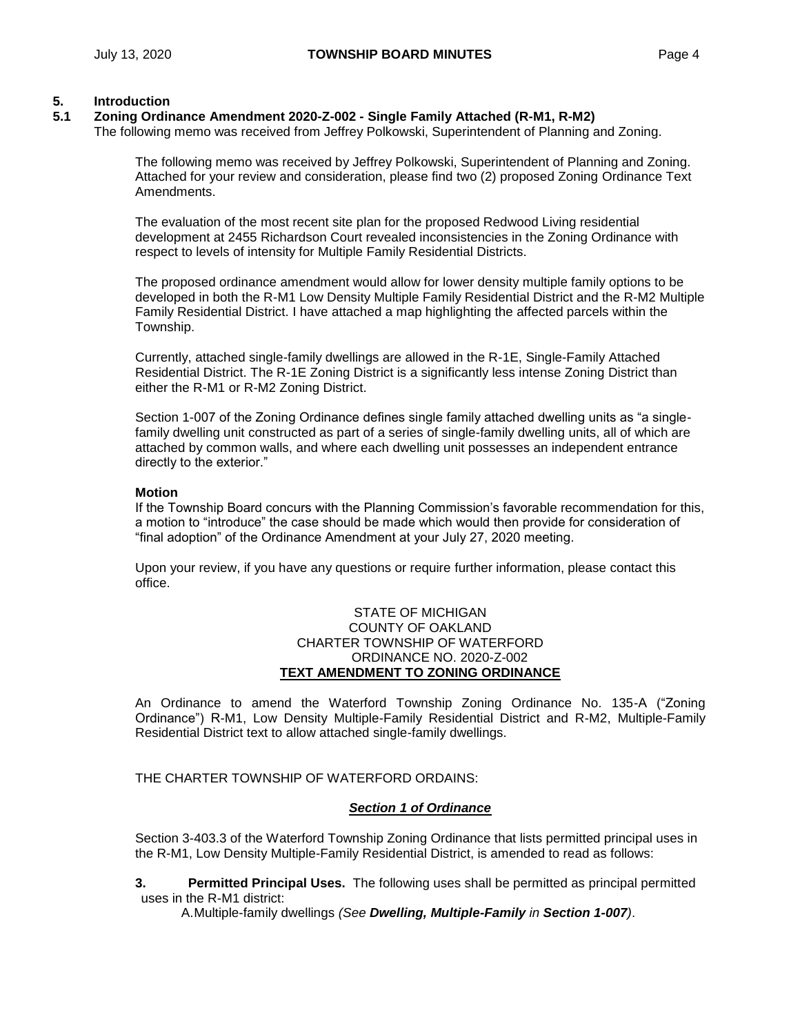## 5. Introduction

### 5.1 Zoning Ordinance Amendment 2020-Z-002 - Single Family Attached (R-M1, R-M2)

The following memo was received from Jeffrey Polkowski, Superintendent of Planning and Zoning.

> The following memo was received by Jeffrey Polkowski, Superintendent of Planning and Zoning. Attached for your review and consideration, please find two (2) proposed Zoning Ordinance Text Amendments.
>
> The evaluation of the most recent site plan for the proposed Redwood Living residential development at 2455 Richardson Court revealed inconsistencies in the Zoning Ordinance with respect to levels of intensity for Multiple Family Residential Districts.
>
> The proposed ordinance amendment would allow for lower density multiple family options to be developed in both the R-M1 Low Density Multiple Family Residential District and the R-M2 Multiple Family Residential District. I have attached a map highlighting the affected parcels within the Township.
>
> Currently, attached single-family dwellings are allowed in the R-1E, Single-Family Attached Residential District. The R-1E Zoning District is a significantly less intense Zoning District than either the R-M1 or R-M2 Zoning District.
>
> Section 1-007 of the Zoning Ordinance defines single family attached dwelling units as "a single-family dwelling unit constructed as part of a series of single-family dwelling units, all of which are attached by common walls, and where each dwelling unit possesses an independent entrance directly to the exterior."

**Motion**

If the Township Board concurs with the Planning Commission's favorable recommendation for this, a motion to "introduce" the case should be made which would then provide for consideration of "final adoption" of the Ordinance Amendment at your July 27, 2020 meeting.

Upon your review, if you have any questions or require further information, please contact this office.

STATE OF MICHIGAN
COUNTY OF OAKLAND
CHARTER TOWNSHIP OF WATERFORD
ORDINANCE NO. 2020-Z-002

**TEXT AMENDMENT TO ZONING ORDINANCE**

An Ordinance to amend the Waterford Township Zoning Ordinance No. 135-A ("Zoning Ordinance") R-M1, Low Density Multiple-Family Residential District and R-M2, Multiple-Family Residential District text to allow attached single-family dwellings.

THE CHARTER TOWNSHIP OF WATERFORD ORDAINS:

***Section 1 of Ordinance***

Section 3-403.3 of the Waterford Township Zoning Ordinance that lists permitted principal uses in the R-M1, Low Density Multiple-Family Residential District, is amended to read as follows:

**3. Permitted Principal Uses.** The following uses shall be permitted as principal permitted uses in the R-M1 district:

A. Multiple-family dwellings *(See **Dwelling, Multiple-Family** in **Section 1-007**)*.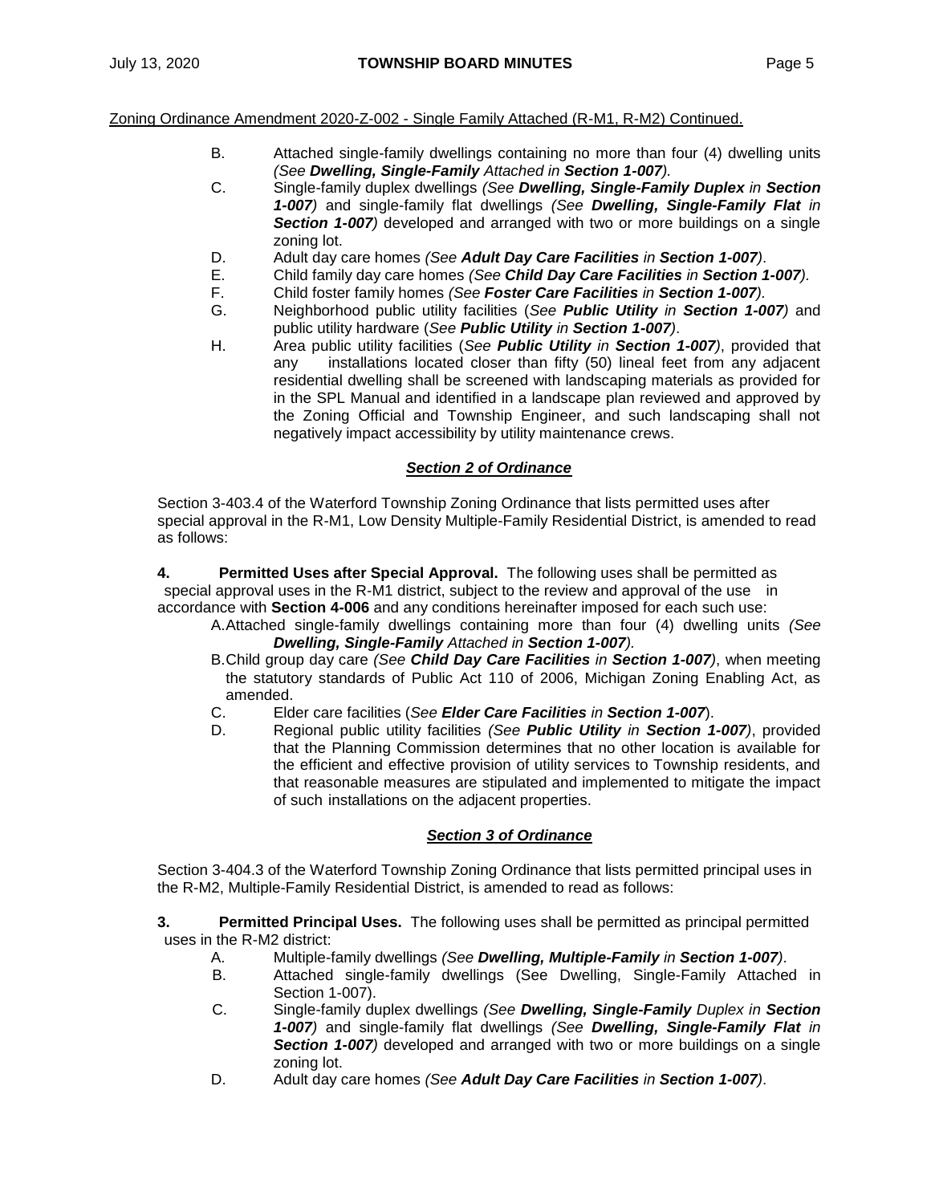Zoning Ordinance Amendment 2020-Z-002 - Single Family Attached (R-M1, R-M2) Continued.

B. Attached single-family dwellings containing no more than four (4) dwelling units *(See **Dwelling, Single-Family** Attached in **Section 1-007**).*

C. Single-family duplex dwellings *(See **Dwelling, Single-Family Duplex** in **Section 1-007**)* and single-family flat dwellings *(See **Dwelling, Single-Family Flat** in **Section 1-007**)* developed and arranged with two or more buildings on a single zoning lot.

D. Adult day care homes *(See **Adult Day Care Facilities** in **Section 1-007**)*.

E. Child family day care homes *(See **Child Day Care Facilities** in **Section 1-007**).*

F. Child foster family homes *(See **Foster Care Facilities** in **Section 1-007**).*

G. Neighborhood public utility facilities (*See **Public Utility** in **Section 1-007**)* and public utility hardware (*See **Public Utility** in **Section 1-007**)*.

H. Area public utility facilities (*See **Public Utility** in **Section 1-007**)*, provided that any installations located closer than fifty (50) lineal feet from any adjacent residential dwelling shall be screened with landscaping materials as provided for in the SPL Manual and identified in a landscape plan reviewed and approved by the Zoning Official and Township Engineer, and such landscaping shall not negatively impact accessibility by utility maintenance crews.

***Section 2 of Ordinance***

Section 3-403.4 of the Waterford Township Zoning Ordinance that lists permitted uses after special approval in the R-M1, Low Density Multiple-Family Residential District, is amended to read as follows:

**4. Permitted Uses after Special Approval.** The following uses shall be permitted as special approval uses in the R-M1 district, subject to the review and approval of the use in accordance with **Section 4-006** and any conditions hereinafter imposed for each such use:

A. Attached single-family dwellings containing more than four (4) dwelling units *(See **Dwelling, Single-Family** Attached in **Section 1-007**).*

B. Child group day care *(See **Child Day Care Facilities** in **Section 1-007**)*, when meeting the statutory standards of Public Act 110 of 2006, Michigan Zoning Enabling Act, as amended.

C. Elder care facilities (*See **Elder Care Facilities** in **Section 1-007***).

D. Regional public utility facilities *(See **Public Utility** in **Section 1-007**)*, provided that the Planning Commission determines that no other location is available for the efficient and effective provision of utility services to Township residents, and that reasonable measures are stipulated and implemented to mitigate the impact of such installations on the adjacent properties.

***Section 3 of Ordinance***

Section 3-404.3 of the Waterford Township Zoning Ordinance that lists permitted principal uses in the R-M2, Multiple-Family Residential District, is amended to read as follows:

**3. Permitted Principal Uses.** The following uses shall be permitted as principal permitted uses in the R-M2 district:

A. Multiple-family dwellings *(See **Dwelling, Multiple-Family** in **Section 1-007**)*.

B. Attached single-family dwellings (See Dwelling, Single-Family Attached in Section 1-007).

C. Single-family duplex dwellings *(See **Dwelling, Single-Family** Duplex in **Section 1-007**)* and single-family flat dwellings *(See **Dwelling, Single-Family Flat** in **Section 1-007**)* developed and arranged with two or more buildings on a single zoning lot.

D. Adult day care homes *(See **Adult Day Care Facilities** in **Section 1-007**)*.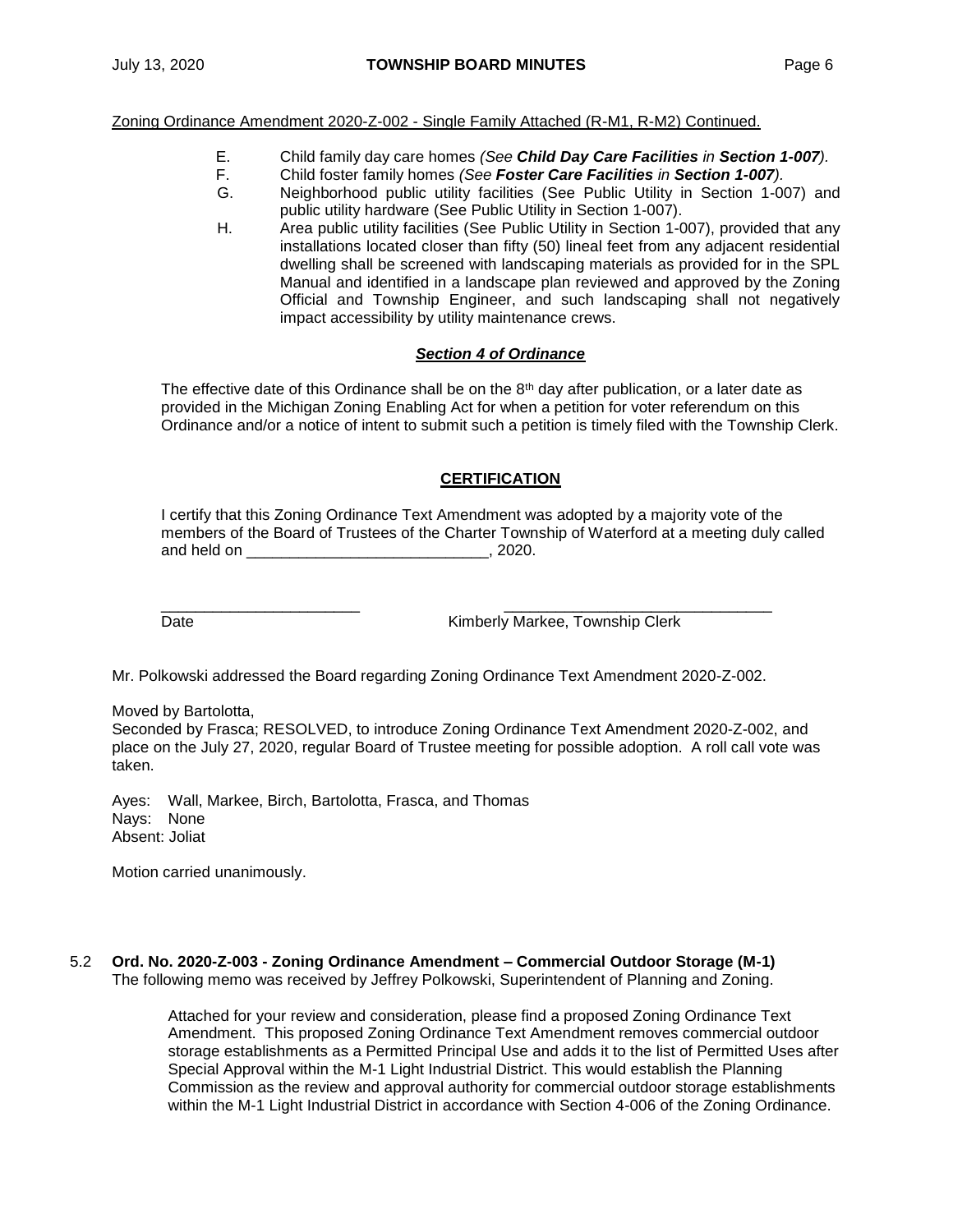Zoning Ordinance Amendment 2020-Z-002 - Single Family Attached (R-M1, R-M2) Continued.

E. Child family day care homes *(See **Child Day Care Facilities** in **Section 1-007**)*.

F. Child foster family homes *(See **Foster Care Facilities** in **Section 1-007**)*.

G. Neighborhood public utility facilities (See Public Utility in Section 1-007) and public utility hardware (See Public Utility in Section 1-007).

H. Area public utility facilities (See Public Utility in Section 1-007), provided that any installations located closer than fifty (50) lineal feet from any adjacent residential dwelling shall be screened with landscaping materials as provided for in the SPL Manual and identified in a landscape plan reviewed and approved by the Zoning Official and Township Engineer, and such landscaping shall not negatively impact accessibility by utility maintenance crews.

***Section 4 of Ordinance***

The effective date of this Ordinance shall be on the 8th day after publication, or a later date as provided in the Michigan Zoning Enabling Act for when a petition for voter referendum on this Ordinance and/or a notice of intent to submit such a petition is timely filed with the Township Clerk.

**CERTIFICATION**

I certify that this Zoning Ordinance Text Amendment was adopted by a majority vote of the members of the Board of Trustees of the Charter Township of Waterford at a meeting duly called and held on ____________________________, 2020.

_______________________ _______________________________

Date Kimberly Markee, Township Clerk

Mr. Polkowski addressed the Board regarding Zoning Ordinance Text Amendment 2020-Z-002.

Moved by Bartolotta,
Seconded by Frasca; RESOLVED, to introduce Zoning Ordinance Text Amendment 2020-Z-002, and place on the July 27, 2020, regular Board of Trustee meeting for possible adoption. A roll call vote was taken.

Ayes: Wall, Markee, Birch, Bartolotta, Frasca, and Thomas
Nays: None
Absent: Joliat

Motion carried unanimously.

5.2 **Ord. No. 2020-Z-003 - Zoning Ordinance Amendment – Commercial Outdoor Storage (M-1)**
The following memo was received by Jeffrey Polkowski, Superintendent of Planning and Zoning.

> Attached for your review and consideration, please find a proposed Zoning Ordinance Text Amendment. This proposed Zoning Ordinance Text Amendment removes commercial outdoor storage establishments as a Permitted Principal Use and adds it to the list of Permitted Uses after Special Approval within the M-1 Light Industrial District. This would establish the Planning Commission as the review and approval authority for commercial outdoor storage establishments within the M-1 Light Industrial District in accordance with Section 4-006 of the Zoning Ordinance.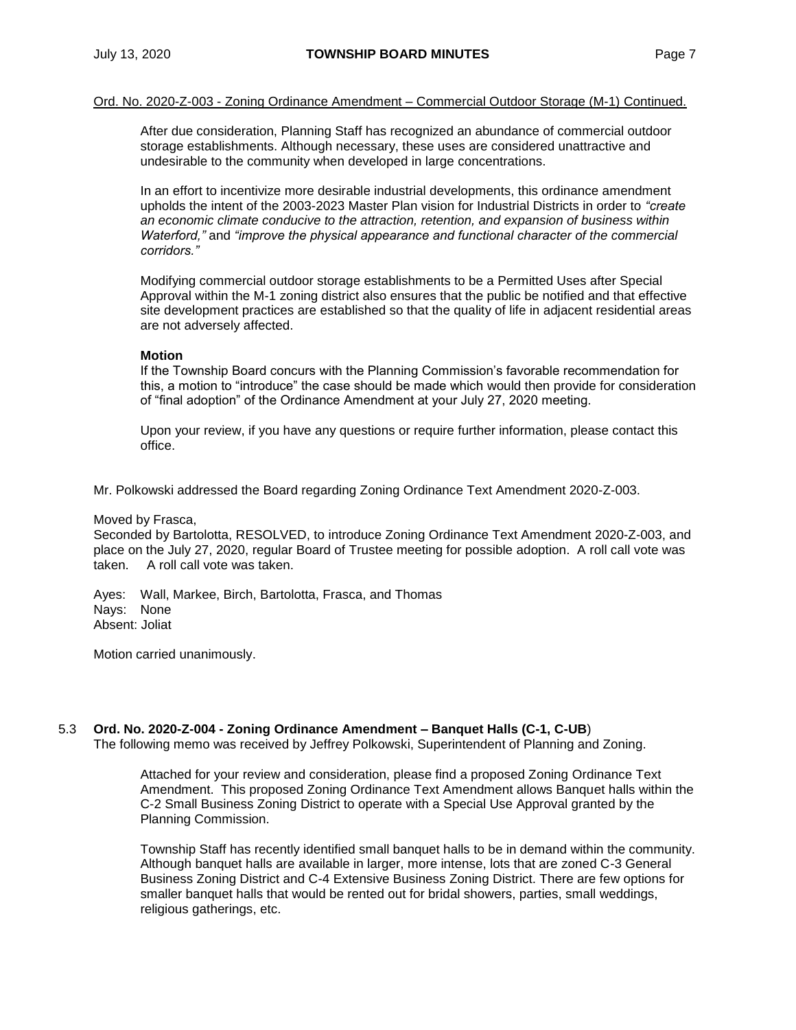Ord. No. 2020-Z-003 - Zoning Ordinance Amendment – Commercial Outdoor Storage (M-1) Continued.

> After due consideration, Planning Staff has recognized an abundance of commercial outdoor storage establishments. Although necessary, these uses are considered unattractive and undesirable to the community when developed in large concentrations.
>
> In an effort to incentivize more desirable industrial developments, this ordinance amendment upholds the intent of the 2003-2023 Master Plan vision for Industrial Districts in order to *"create an economic climate conducive to the attraction, retention, and expansion of business within Waterford,"* and *"improve the physical appearance and functional character of the commercial corridors."*
>
> Modifying commercial outdoor storage establishments to be a Permitted Uses after Special Approval within the M-1 zoning district also ensures that the public be notified and that effective site development practices are established so that the quality of life in adjacent residential areas are not adversely affected.
>
> **Motion**
> If the Township Board concurs with the Planning Commission's favorable recommendation for this, a motion to "introduce" the case should be made which would then provide for consideration of "final adoption" of the Ordinance Amendment at your July 27, 2020 meeting.
>
> Upon your review, if you have any questions or require further information, please contact this office.

Mr. Polkowski addressed the Board regarding Zoning Ordinance Text Amendment 2020-Z-003.

Moved by Frasca,
Seconded by Bartolotta, RESOLVED, to introduce Zoning Ordinance Text Amendment 2020-Z-003, and place on the July 27, 2020, regular Board of Trustee meeting for possible adoption. A roll call vote was taken. A roll call vote was taken.

Ayes: Wall, Markee, Birch, Bartolotta, Frasca, and Thomas
Nays: None
Absent: Joliat

Motion carried unanimously.

5.3 **Ord. No. 2020-Z-004 - Zoning Ordinance Amendment – Banquet Halls (C-1, C-UB**)
The following memo was received by Jeffrey Polkowski, Superintendent of Planning and Zoning.

> Attached for your review and consideration, please find a proposed Zoning Ordinance Text Amendment. This proposed Zoning Ordinance Text Amendment allows Banquet halls within the C-2 Small Business Zoning District to operate with a Special Use Approval granted by the Planning Commission.
>
> Township Staff has recently identified small banquet halls to be in demand within the community. Although banquet halls are available in larger, more intense, lots that are zoned C-3 General Business Zoning District and C-4 Extensive Business Zoning District. There are few options for smaller banquet halls that would be rented out for bridal showers, parties, small weddings, religious gatherings, etc.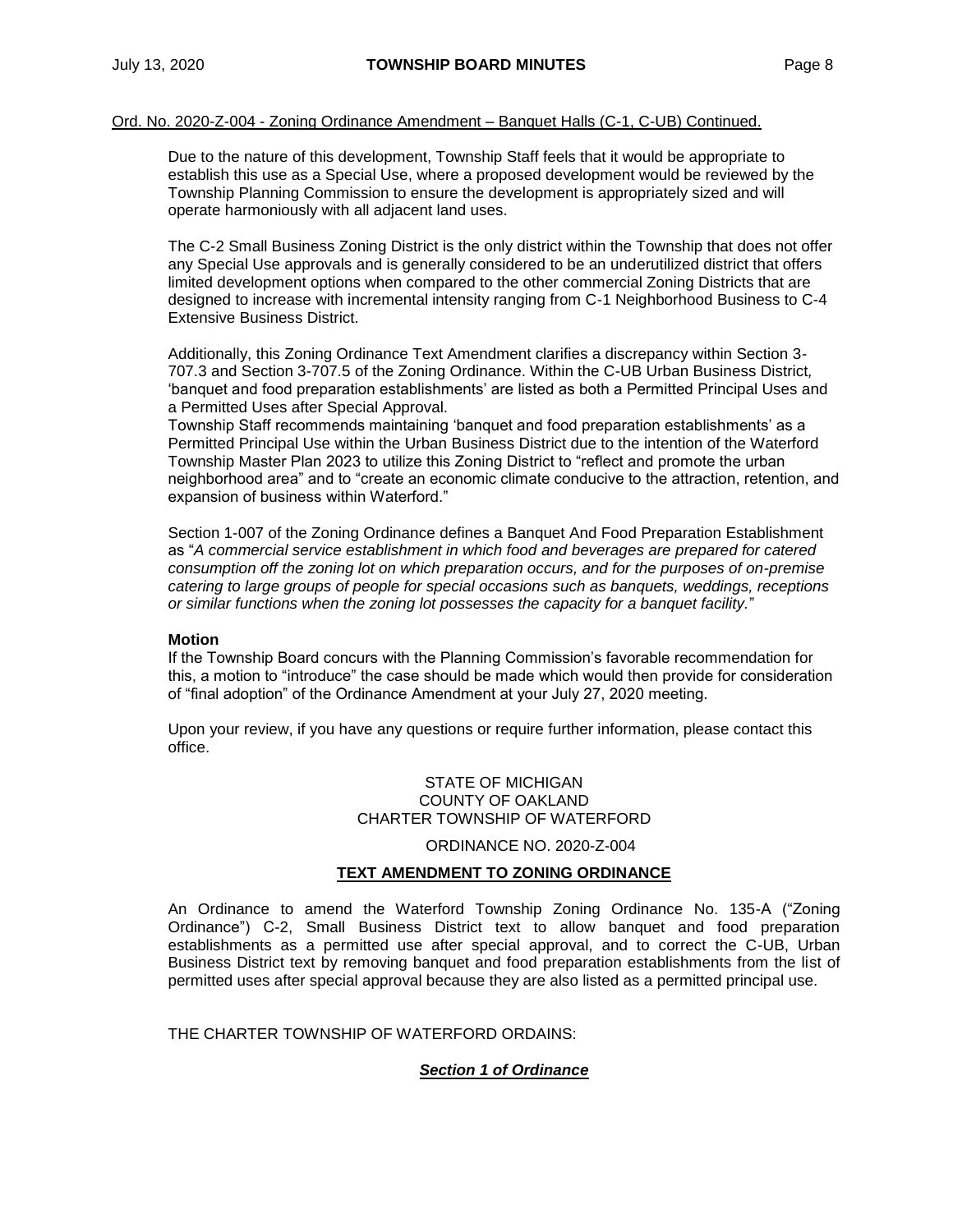Ord. No. 2020-Z-004 - Zoning Ordinance Amendment – Banquet Halls (C-1, C-UB) Continued.

Due to the nature of this development, Township Staff feels that it would be appropriate to establish this use as a Special Use, where a proposed development would be reviewed by the Township Planning Commission to ensure the development is appropriately sized and will operate harmoniously with all adjacent land uses.

The C-2 Small Business Zoning District is the only district within the Township that does not offer any Special Use approvals and is generally considered to be an underutilized district that offers limited development options when compared to the other commercial Zoning Districts that are designed to increase with incremental intensity ranging from C-1 Neighborhood Business to C-4 Extensive Business District.

Additionally, this Zoning Ordinance Text Amendment clarifies a discrepancy within Section 3-707.3 and Section 3-707.5 of the Zoning Ordinance. Within the C-UB Urban Business District, 'banquet and food preparation establishments' are listed as both a Permitted Principal Uses and a Permitted Uses after Special Approval.
Township Staff recommends maintaining 'banquet and food preparation establishments' as a Permitted Principal Use within the Urban Business District due to the intention of the Waterford Township Master Plan 2023 to utilize this Zoning District to "reflect and promote the urban neighborhood area" and to "create an economic climate conducive to the attraction, retention, and expansion of business within Waterford."

Section 1-007 of the Zoning Ordinance defines a Banquet And Food Preparation Establishment as "*A commercial service establishment in which food and beverages are prepared for catered consumption off the zoning lot on which preparation occurs, and for the purposes of on-premise catering to large groups of people for special occasions such as banquets, weddings, receptions or similar functions when the zoning lot possesses the capacity for a banquet facility.*"

**Motion**
If the Township Board concurs with the Planning Commission's favorable recommendation for this, a motion to "introduce" the case should be made which would then provide for consideration of "final adoption" of the Ordinance Amendment at your July 27, 2020 meeting.

Upon your review, if you have any questions or require further information, please contact this office.

STATE OF MICHIGAN
COUNTY OF OAKLAND
CHARTER TOWNSHIP OF WATERFORD

ORDINANCE NO. 2020-Z-004

**TEXT AMENDMENT TO ZONING ORDINANCE**

An Ordinance to amend the Waterford Township Zoning Ordinance No. 135-A ("Zoning Ordinance") C-2, Small Business District text to allow banquet and food preparation establishments as a permitted use after special approval, and to correct the C-UB, Urban Business District text by removing banquet and food preparation establishments from the list of permitted uses after special approval because they are also listed as a permitted principal use.

THE CHARTER TOWNSHIP OF WATERFORD ORDAINS:

***Section 1 of Ordinance***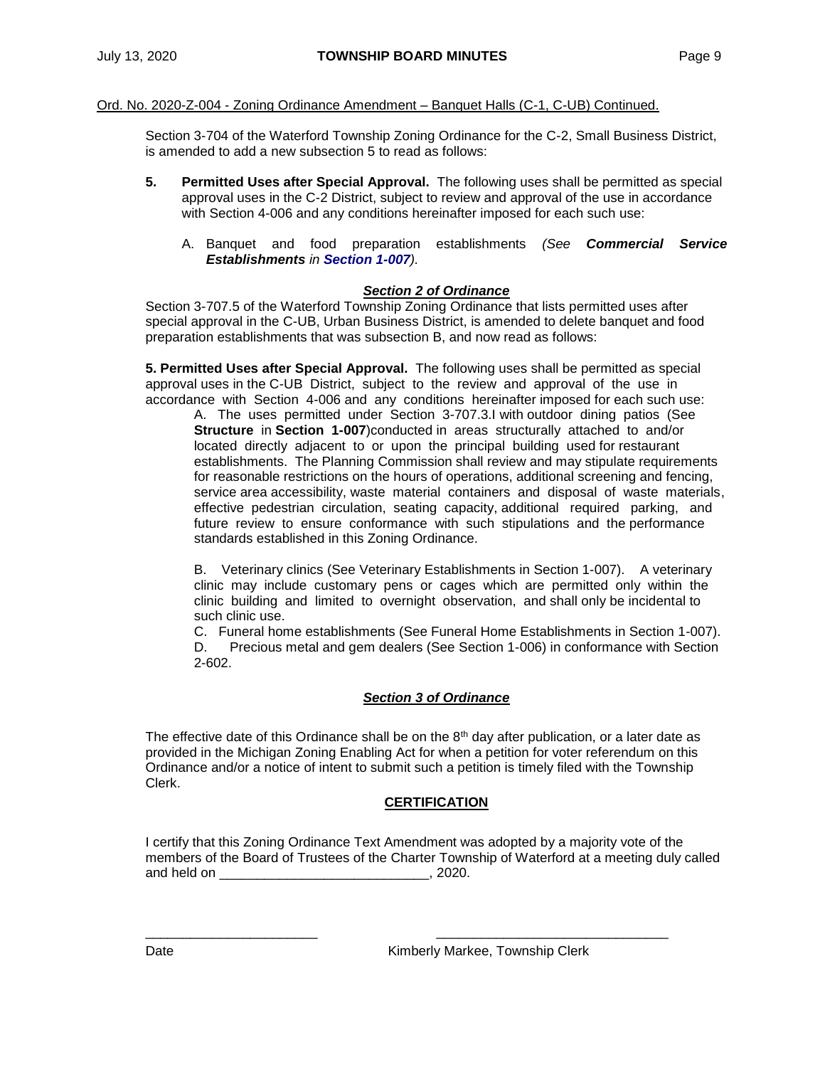Ord. No. 2020-Z-004 - Zoning Ordinance Amendment – Banquet Halls (C-1, C-UB) Continued.

Section 3-704 of the Waterford Township Zoning Ordinance for the C-2, Small Business District, is amended to add a new subsection 5 to read as follows:

**5. Permitted Uses after Special Approval.** The following uses shall be permitted as special approval uses in the C-2 District, subject to review and approval of the use in accordance with Section 4-006 and any conditions hereinafter imposed for each such use:

A. Banquet and food preparation establishments *(See **Commercial Service Establishments** in **Section 1-007**).*

***Section 2 of Ordinance***

Section 3-707.5 of the Waterford Township Zoning Ordinance that lists permitted uses after special approval in the C-UB, Urban Business District, is amended to delete banquet and food preparation establishments that was subsection B, and now read as follows:

**5. Permitted Uses after Special Approval.** The following uses shall be permitted as special approval uses in the C-UB District, subject to the review and approval of the use in accordance with Section 4-006 and any conditions hereinafter imposed for each such use:

A. The uses permitted under Section 3-707.3.I with outdoor dining patios (See **Structure** in **Section 1-007**)conducted in areas structurally attached to and/or located directly adjacent to or upon the principal building used for restaurant establishments. The Planning Commission shall review and may stipulate requirements for reasonable restrictions on the hours of operations, additional screening and fencing, service area accessibility, waste material containers and disposal of waste materials, effective pedestrian circulation, seating capacity, additional required parking, and future review to ensure conformance with such stipulations and the performance standards established in this Zoning Ordinance.

B. Veterinary clinics (See Veterinary Establishments in Section 1-007). A veterinary clinic may include customary pens or cages which are permitted only within the clinic building and limited to overnight observation, and shall only be incidental to such clinic use.

C. Funeral home establishments (See Funeral Home Establishments in Section 1-007).

D. Precious metal and gem dealers (See Section 1-006) in conformance with Section 2-602.

***Section 3 of Ordinance***

The effective date of this Ordinance shall be on the 8th day after publication, or a later date as provided in the Michigan Zoning Enabling Act for when a petition for voter referendum on this Ordinance and/or a notice of intent to submit such a petition is timely filed with the Township Clerk.

**CERTIFICATION**

I certify that this Zoning Ordinance Text Amendment was adopted by a majority vote of the members of the Board of Trustees of the Charter Township of Waterford at a meeting duly called and held on ____________________________, 2020.

________________________ ________________________________

Date Kimberly Markee, Township Clerk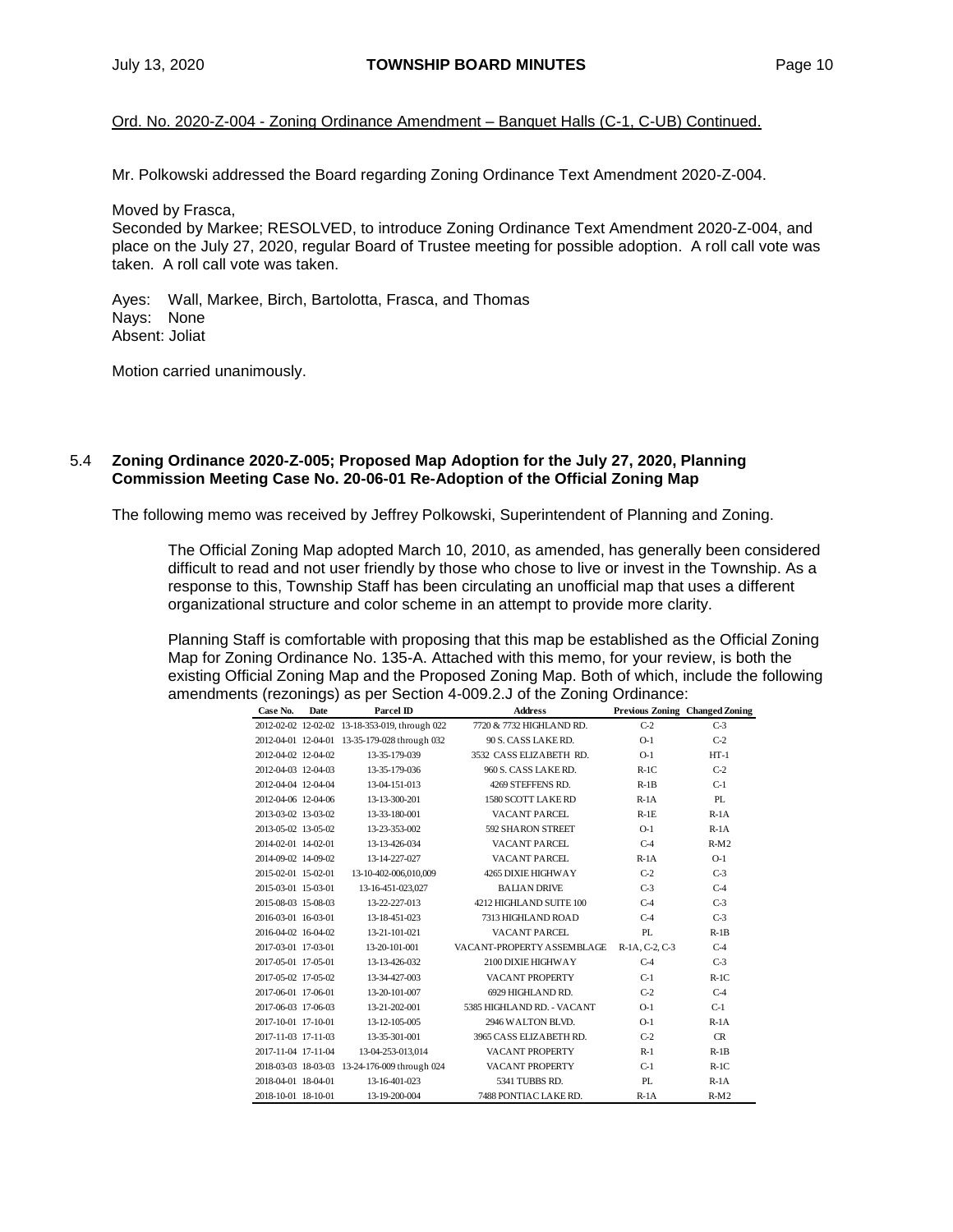Ord. No. 2020-Z-004 - Zoning Ordinance Amendment – Banquet Halls (C-1, C-UB) Continued.

Mr. Polkowski addressed the Board regarding Zoning Ordinance Text Amendment 2020-Z-004.

Moved by Frasca,
Seconded by Markee; RESOLVED, to introduce Zoning Ordinance Text Amendment 2020-Z-004, and place on the July 27, 2020, regular Board of Trustee meeting for possible adoption. A roll call vote was taken. A roll call vote was taken.

Ayes: Wall, Markee, Birch, Bartolotta, Frasca, and Thomas
Nays: None
Absent: Joliat

Motion carried unanimously.

5.4 **Zoning Ordinance 2020-Z-005; Proposed Map Adoption for the July 27, 2020, Planning Commission Meeting Case No. 20-06-01 Re-Adoption of the Official Zoning Map**

The following memo was received by Jeffrey Polkowski, Superintendent of Planning and Zoning.

The Official Zoning Map adopted March 10, 2010, as amended, has generally been considered difficult to read and not user friendly by those who chose to live or invest in the Township. As a response to this, Township Staff has been circulating an unofficial map that uses a different organizational structure and color scheme in an attempt to provide more clarity.

Planning Staff is comfortable with proposing that this map be established as the Official Zoning Map for Zoning Ordinance No. 135-A. Attached with this memo, for your review, is both the existing Official Zoning Map and the Proposed Zoning Map. Both of which, include the following amendments (rezonings) as per Section 4-009.2.J of the Zoning Ordinance:

| Case No. | Date | Parcel ID | Address | Previous Zoning | Changed Zoning |
|---|---|---|---|---|---|
| 2012-02-02 | 12-02-02 | 13-18-353-019, through 022 | 7720 & 7732 HIGHLAND RD. | C-2 | C-3 |
| 2012-04-01 | 12-04-01 | 13-35-179-028 through 032 | 90 S. CASS LAKE RD. | O-1 | C-2 |
| 2012-04-02 | 12-04-02 | 13-35-179-039 | 3532 CASS ELIZABETH RD. | O-1 | HT-1 |
| 2012-04-03 | 12-04-03 | 13-35-179-036 | 960 S. CASS LAKE RD. | R-1C | C-2 |
| 2012-04-04 | 12-04-04 | 13-04-151-013 | 4269 STEFFENS RD. | R-1B | C-1 |
| 2012-04-06 | 12-04-06 | 13-13-300-201 | 1580 SCOTT LAKE RD | R-1A | PL |
| 2013-03-02 | 13-03-02 | 13-33-180-001 | VACANT PARCEL | R-1E | R-1A |
| 2013-05-02 | 13-05-02 | 13-23-353-002 | 592 SHARON STREET | O-1 | R-1A |
| 2014-02-01 | 14-02-01 | 13-13-426-034 | VACANT PARCEL | C-4 | R-M2 |
| 2014-09-02 | 14-09-02 | 13-14-227-027 | VACANT PARCEL | R-1A | O-1 |
| 2015-02-01 | 15-02-01 | 13-10-402-006,010,009 | 4265 DIXIE HIGHWAY | C-2 | C-3 |
| 2015-03-01 | 15-03-01 | 13-16-451-023,027 | BALIAN DRIVE | C-3 | C-4 |
| 2015-08-03 | 15-08-03 | 13-22-227-013 | 4212 HIGHLAND SUITE 100 | C-4 | C-3 |
| 2016-03-01 | 16-03-01 | 13-18-451-023 | 7313 HIGHLAND ROAD | C-4 | C-3 |
| 2016-04-02 | 16-04-02 | 13-21-101-021 | VACANT PARCEL | PL | R-1B |
| 2017-03-01 | 17-03-01 | 13-20-101-001 | VACANT-PROPERTY ASSEMBLAGE | R-1A, C-2, C-3 | C-4 |
| 2017-05-01 | 17-05-01 | 13-13-426-032 | 2100 DIXIE HIGHWAY | C-4 | C-3 |
| 2017-05-02 | 17-05-02 | 13-34-427-003 | VACANT PROPERTY | C-1 | R-1C |
| 2017-06-01 | 17-06-01 | 13-20-101-007 | 6929 HIGHLAND RD. | C-2 | C-4 |
| 2017-06-03 | 17-06-03 | 13-21-202-001 | 5385 HIGHLAND RD. - VACANT | O-1 | C-1 |
| 2017-10-01 | 17-10-01 | 13-12-105-005 | 2946 WALTON BLVD. | O-1 | R-1A |
| 2017-11-03 | 17-11-03 | 13-35-301-001 | 3965 CASS ELIZABETH RD. | C-2 | CR |
| 2017-11-04 | 17-11-04 | 13-04-253-013,014 | VACANT PROPERTY | R-1 | R-1B |
| 2018-03-03 | 18-03-03 | 13-24-176-009 through 024 | VACANT PROPERTY | C-1 | R-1C |
| 2018-04-01 | 18-04-01 | 13-16-401-023 | 5341 TUBBS RD. | PL | R-1A |
| 2018-10-01 | 18-10-01 | 13-19-200-004 | 7488 PONTIAC LAKE RD. | R-1A | R-M2 |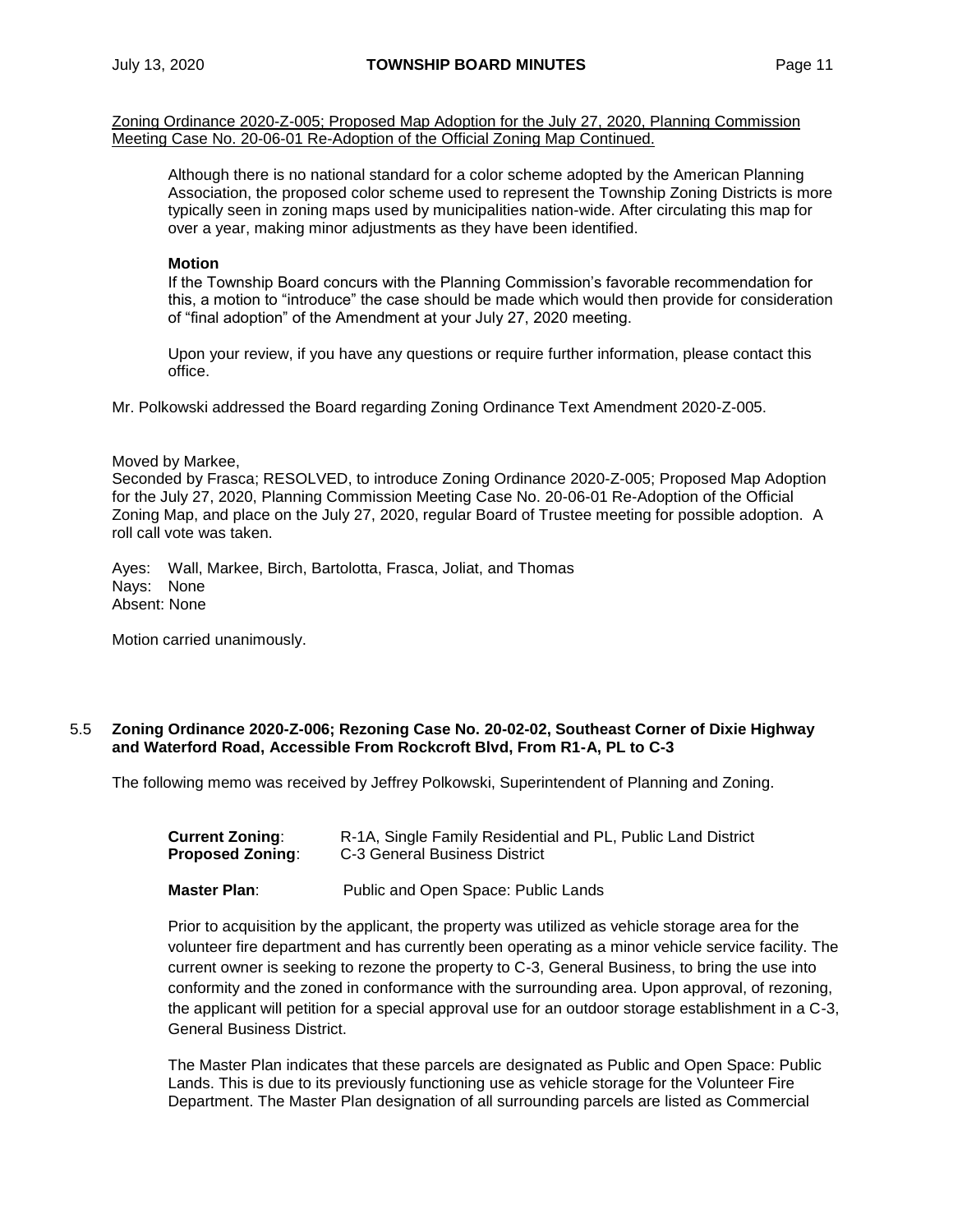Zoning Ordinance 2020-Z-005; Proposed Map Adoption for the July 27, 2020, Planning Commission Meeting Case No. 20-06-01 Re-Adoption of the Official Zoning Map Continued.

> Although there is no national standard for a color scheme adopted by the American Planning Association, the proposed color scheme used to represent the Township Zoning Districts is more typically seen in zoning maps used by municipalities nation-wide. After circulating this map for over a year, making minor adjustments as they have been identified.
>
> **Motion**
> If the Township Board concurs with the Planning Commission's favorable recommendation for this, a motion to "introduce" the case should be made which would then provide for consideration of "final adoption" of the Amendment at your July 27, 2020 meeting.
>
> Upon your review, if you have any questions or require further information, please contact this office.

Mr. Polkowski addressed the Board regarding Zoning Ordinance Text Amendment 2020-Z-005.

Moved by Markee,
Seconded by Frasca; RESOLVED, to introduce Zoning Ordinance 2020-Z-005; Proposed Map Adoption for the July 27, 2020, Planning Commission Meeting Case No. 20-06-01 Re-Adoption of the Official Zoning Map, and place on the July 27, 2020, regular Board of Trustee meeting for possible adoption. A roll call vote was taken.

Ayes: Wall, Markee, Birch, Bartolotta, Frasca, Joliat, and Thomas
Nays: None
Absent: None

Motion carried unanimously.

### 5.5 Zoning Ordinance 2020-Z-006; Rezoning Case No. 20-02-02, Southeast Corner of Dixie Highway and Waterford Road, Accessible From Rockcroft Blvd, From R1-A, PL to C-3

The following memo was received by Jeffrey Polkowski, Superintendent of Planning and Zoning.

> **Current Zoning**: R-1A, Single Family Residential and PL, Public Land District
> **Proposed Zoning**: C-3 General Business District
>
> **Master Plan**: Public and Open Space: Public Lands
>
> Prior to acquisition by the applicant, the property was utilized as vehicle storage area for the volunteer fire department and has currently been operating as a minor vehicle service facility. The current owner is seeking to rezone the property to C-3, General Business, to bring the use into conformity and the zoned in conformance with the surrounding area. Upon approval, of rezoning, the applicant will petition for a special approval use for an outdoor storage establishment in a C-3, General Business District.
>
> The Master Plan indicates that these parcels are designated as Public and Open Space: Public Lands. This is due to its previously functioning use as vehicle storage for the Volunteer Fire Department. The Master Plan designation of all surrounding parcels are listed as Commercial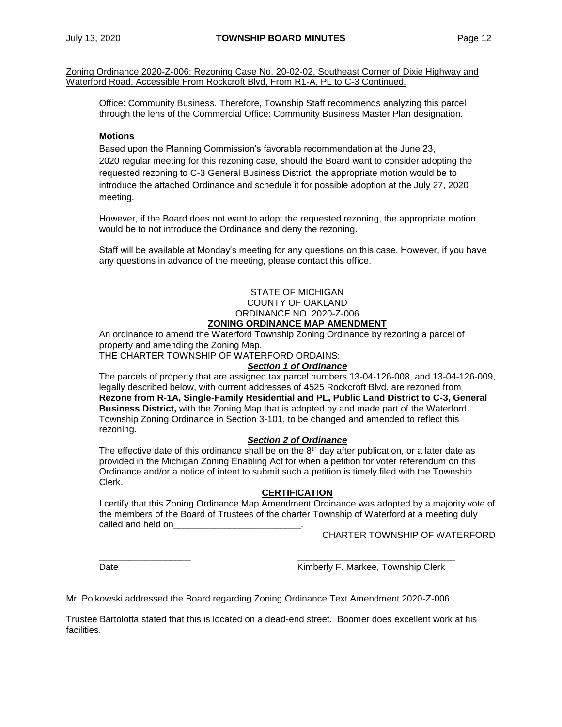Zoning Ordinance 2020-Z-006; Rezoning Case No. 20-02-02, Southeast Corner of Dixie Highway and Waterford Road, Accessible From Rockcroft Blvd, From R1-A, PL to C-3 Continued.

Office: Community Business. Therefore, Township Staff recommends analyzing this parcel through the lens of the Commercial Office: Community Business Master Plan designation.

**Motions**

Based upon the Planning Commission's favorable recommendation at the June 23, 2020 regular meeting for this rezoning case, should the Board want to consider adopting the requested rezoning to C-3 General Business District, the appropriate motion would be to introduce the attached Ordinance and schedule it for possible adoption at the July 27, 2020 meeting.

However, if the Board does not want to adopt the requested rezoning, the appropriate motion would be to not introduce the Ordinance and deny the rezoning.

Staff will be available at Monday's meeting for any questions on this case. However, if you have any questions in advance of the meeting, please contact this office.

STATE OF MICHIGAN
COUNTY OF OAKLAND
ORDINANCE NO. 2020-Z-006

**ZONING ORDINANCE MAP AMENDMENT**

An ordinance to amend the Waterford Township Zoning Ordinance by rezoning a parcel of property and amending the Zoning Map.

THE CHARTER TOWNSHIP OF WATERFORD ORDAINS:

***Section 1 of Ordinance***

The parcels of property that are assigned tax parcel numbers 13-04-126-008, and 13-04-126-009, legally described below, with current addresses of 4525 Rockcroft Blvd. are rezoned from **Rezone from R-1A, Single-Family Residential and PL, Public Land District to C-3, General Business District,** with the Zoning Map that is adopted by and made part of the Waterford Township Zoning Ordinance in Section 3-101, to be changed and amended to reflect this rezoning.

***Section 2 of Ordinance***

The effective date of this ordinance shall be on the 8th day after publication, or a later date as provided in the Michigan Zoning Enabling Act for when a petition for voter referendum on this Ordinance and/or a notice of intent to submit such a petition is timely filed with the Township Clerk.

**CERTIFICATION**

I certify that this Zoning Ordinance Map Amendment Ordinance was adopted by a majority vote of the members of the Board of Trustees of the charter Township of Waterford at a meeting duly called and held on_________________________.

CHARTER TOWNSHIP OF WATERFORD

__________________ _______________________________
Date Kimberly F. Markee, Township Clerk

Mr. Polkowski addressed the Board regarding Zoning Ordinance Text Amendment 2020-Z-006.

Trustee Bartolotta stated that this is located on a dead-end street. Boomer does excellent work at his facilities.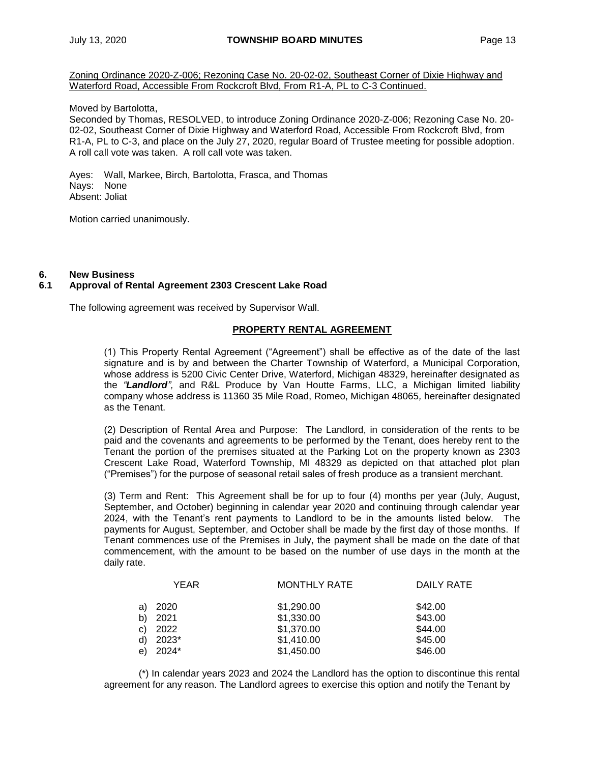Zoning Ordinance 2020-Z-006; Rezoning Case No. 20-02-02, Southeast Corner of Dixie Highway and Waterford Road, Accessible From Rockcroft Blvd, From R1-A, PL to C-3 Continued.

Moved by Bartolotta,
Seconded by Thomas, RESOLVED, to introduce Zoning Ordinance 2020-Z-006; Rezoning Case No. 20-02-02, Southeast Corner of Dixie Highway and Waterford Road, Accessible From Rockcroft Blvd, from R1-A, PL to C-3, and place on the July 27, 2020, regular Board of Trustee meeting for possible adoption. A roll call vote was taken. A roll call vote was taken.

Ayes: Wall, Markee, Birch, Bartolotta, Frasca, and Thomas
Nays: None
Absent: Joliat

Motion carried unanimously.

**6. New Business**
**6.1 Approval of Rental Agreement 2303 Crescent Lake Road**

The following agreement was received by Supervisor Wall.

**PROPERTY RENTAL AGREEMENT**

(1) This Property Rental Agreement ("Agreement") shall be effective as of the date of the last signature and is by and between the Charter Township of Waterford, a Municipal Corporation, whose address is 5200 Civic Center Drive, Waterford, Michigan 48329, hereinafter designated as the ***"Landlord"***, and R&L Produce by Van Houtte Farms, LLC, a Michigan limited liability company whose address is 11360 35 Mile Road, Romeo, Michigan 48065, hereinafter designated as the Tenant.

(2) Description of Rental Area and Purpose: The Landlord, in consideration of the rents to be paid and the covenants and agreements to be performed by the Tenant, does hereby rent to the Tenant the portion of the premises situated at the Parking Lot on the property known as 2303 Crescent Lake Road, Waterford Township, MI 48329 as depicted on that attached plot plan ("Premises") for the purpose of seasonal retail sales of fresh produce as a transient merchant.

(3) Term and Rent: This Agreement shall be for up to four (4) months per year (July, August, September, and October) beginning in calendar year 2020 and continuing through calendar year 2024, with the Tenant's rent payments to Landlord to be in the amounts listed below. The payments for August, September, and October shall be made by the first day of those months. If Tenant commences use of the Premises in July, the payment shall be made on the date of that commencement, with the amount to be based on the number of use days in the month at the daily rate.

| YEAR | MONTHLY RATE | DAILY RATE |
|---|---|---|
| a) 2020 | $1,290.00 | $42.00 |
| b) 2021 | $1,330.00 | $43.00 |
| c) 2022 | $1,370.00 | $44.00 |
| d) 2023* | $1,410.00 | $45.00 |
| e) 2024* | $1,450.00 | $46.00 |

(*) In calendar years 2023 and 2024 the Landlord has the option to discontinue this rental agreement for any reason. The Landlord agrees to exercise this option and notify the Tenant by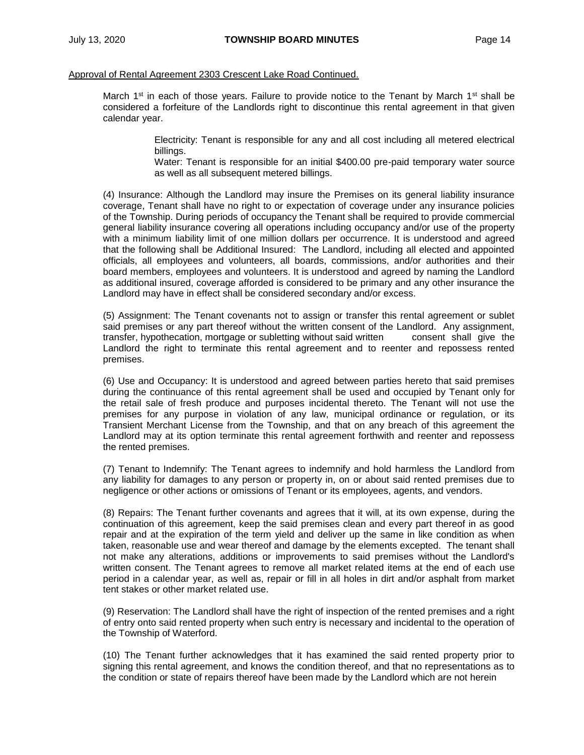Approval of Rental Agreement 2303 Crescent Lake Road Continued.

March 1st in each of those years. Failure to provide notice to the Tenant by March 1st shall be considered a forfeiture of the Landlords right to discontinue this rental agreement in that given calendar year.

> Electricity: Tenant is responsible for any and all cost including all metered electrical billings.
>
> Water: Tenant is responsible for an initial $400.00 pre-paid temporary water source as well as all subsequent metered billings.

(4) Insurance: Although the Landlord may insure the Premises on its general liability insurance coverage, Tenant shall have no right to or expectation of coverage under any insurance policies of the Township. During periods of occupancy the Tenant shall be required to provide commercial general liability insurance covering all operations including occupancy and/or use of the property with a minimum liability limit of one million dollars per occurrence. It is understood and agreed that the following shall be Additional Insured: The Landlord, including all elected and appointed officials, all employees and volunteers, all boards, commissions, and/or authorities and their board members, employees and volunteers. It is understood and agreed by naming the Landlord as additional insured, coverage afforded is considered to be primary and any other insurance the Landlord may have in effect shall be considered secondary and/or excess.

(5) Assignment: The Tenant covenants not to assign or transfer this rental agreement or sublet said premises or any part thereof without the written consent of the Landlord. Any assignment, transfer, hypothecation, mortgage or subletting without said written consent shall give the Landlord the right to terminate this rental agreement and to reenter and repossess rented premises.

(6) Use and Occupancy: It is understood and agreed between parties hereto that said premises during the continuance of this rental agreement shall be used and occupied by Tenant only for the retail sale of fresh produce and purposes incidental thereto. The Tenant will not use the premises for any purpose in violation of any law, municipal ordinance or regulation, or its Transient Merchant License from the Township, and that on any breach of this agreement the Landlord may at its option terminate this rental agreement forthwith and reenter and repossess the rented premises.

(7) Tenant to Indemnify: The Tenant agrees to indemnify and hold harmless the Landlord from any liability for damages to any person or property in, on or about said rented premises due to negligence or other actions or omissions of Tenant or its employees, agents, and vendors.

(8) Repairs: The Tenant further covenants and agrees that it will, at its own expense, during the continuation of this agreement, keep the said premises clean and every part thereof in as good repair and at the expiration of the term yield and deliver up the same in like condition as when taken, reasonable use and wear thereof and damage by the elements excepted. The tenant shall not make any alterations, additions or improvements to said premises without the Landlord's written consent. The Tenant agrees to remove all market related items at the end of each use period in a calendar year, as well as, repair or fill in all holes in dirt and/or asphalt from market tent stakes or other market related use.

(9) Reservation: The Landlord shall have the right of inspection of the rented premises and a right of entry onto said rented property when such entry is necessary and incidental to the operation of the Township of Waterford.

(10) The Tenant further acknowledges that it has examined the said rented property prior to signing this rental agreement, and knows the condition thereof, and that no representations as to the condition or state of repairs thereof have been made by the Landlord which are not herein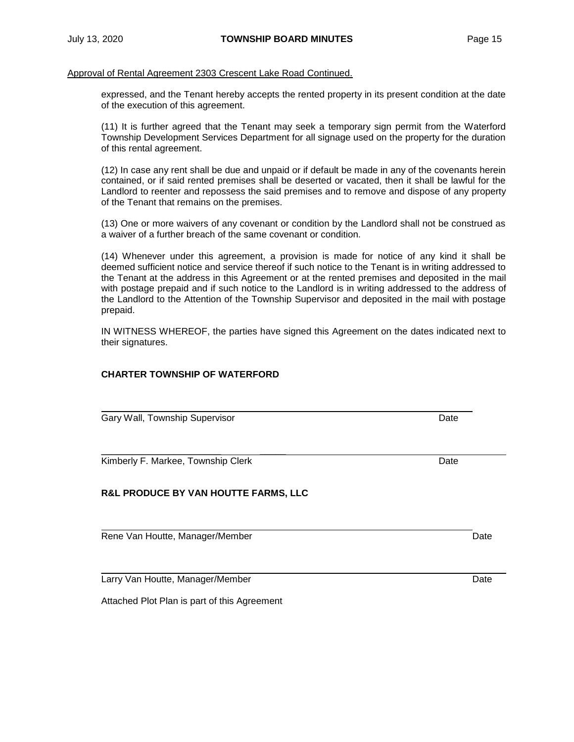Approval of Rental Agreement 2303 Crescent Lake Road Continued.

expressed, and the Tenant hereby accepts the rented property in its present condition at the date of the execution of this agreement.

(11) It is further agreed that the Tenant may seek a temporary sign permit from the Waterford Township Development Services Department for all signage used on the property for the duration of this rental agreement.

(12) In case any rent shall be due and unpaid or if default be made in any of the covenants herein contained, or if said rented premises shall be deserted or vacated, then it shall be lawful for the Landlord to reenter and repossess the said premises and to remove and dispose of any property of the Tenant that remains on the premises.

(13) One or more waivers of any covenant or condition by the Landlord shall not be construed as a waiver of a further breach of the same covenant or condition.

(14) Whenever under this agreement, a provision is made for notice of any kind it shall be deemed sufficient notice and service thereof if such notice to the Tenant is in writing addressed to the Tenant at the address in this Agreement or at the rented premises and deposited in the mail with postage prepaid and if such notice to the Landlord is in writing addressed to the address of the Landlord to the Attention of the Township Supervisor and deposited in the mail with postage prepaid.

IN WITNESS WHEREOF, the parties have signed this Agreement on the dates indicated next to their signatures.

**CHARTER TOWNSHIP OF WATERFORD**

Gary Wall, Township Supervisor Date

Kimberly F. Markee, Township Clerk Date

**R&L PRODUCE BY VAN HOUTTE FARMS, LLC**

Rene Van Houtte, Manager/Member Date

Larry Van Houtte, Manager/Member Date

Attached Plot Plan is part of this Agreement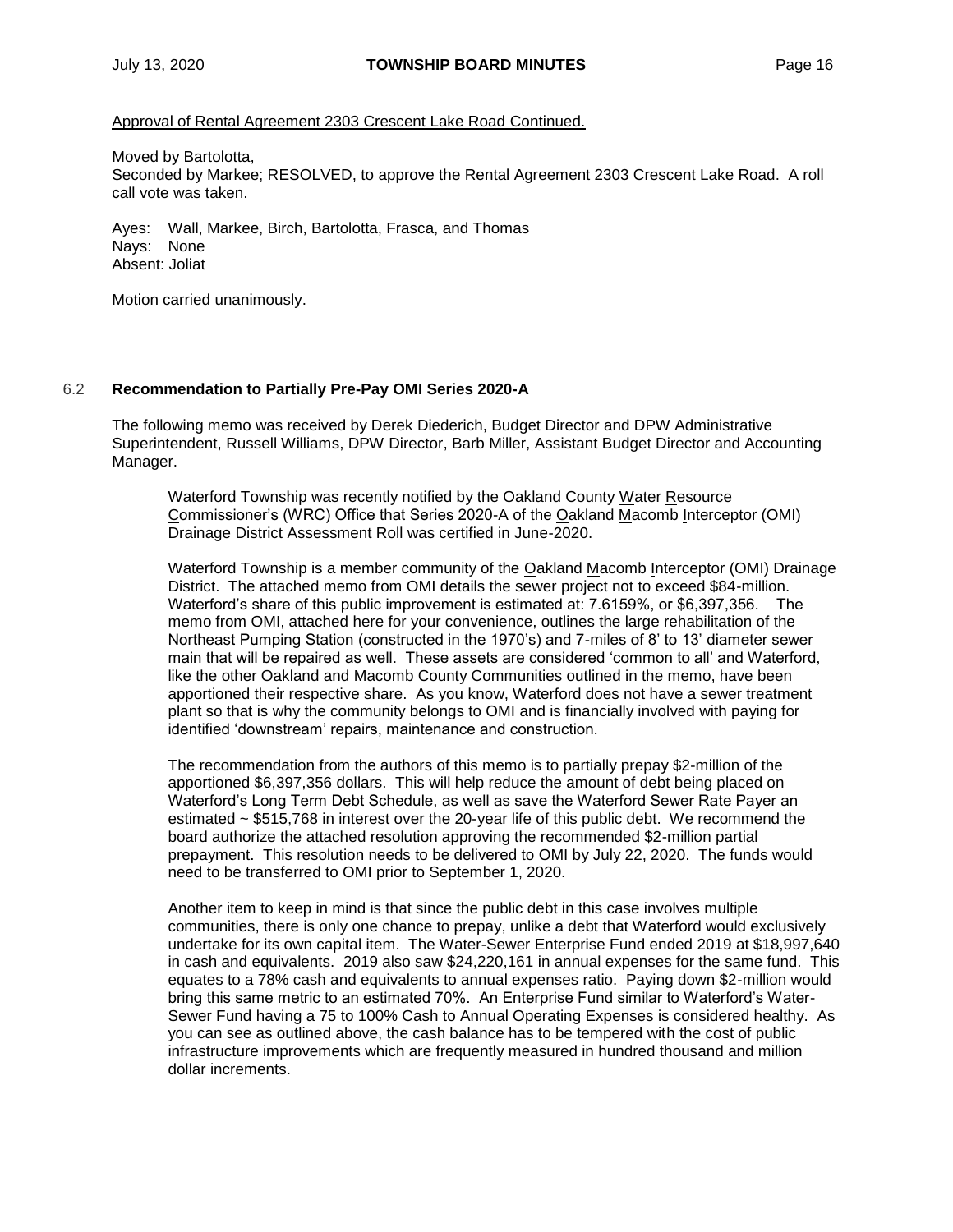Approval of Rental Agreement 2303 Crescent Lake Road Continued.

Moved by Bartolotta,
Seconded by Markee; RESOLVED, to approve the Rental Agreement 2303 Crescent Lake Road. A roll call vote was taken.

Ayes: Wall, Markee, Birch, Bartolotta, Frasca, and Thomas
Nays: None
Absent: Joliat

Motion carried unanimously.

### 6.2 Recommendation to Partially Pre-Pay OMI Series 2020-A

The following memo was received by Derek Diederich, Budget Director and DPW Administrative Superintendent, Russell Williams, DPW Director, Barb Miller, Assistant Budget Director and Accounting Manager.

> Waterford Township was recently notified by the Oakland County Water Resource Commissioner's (WRC) Office that Series 2020-A of the Oakland Macomb Interceptor (OMI) Drainage District Assessment Roll was certified in June-2020.
>
> Waterford Township is a member community of the Oakland Macomb Interceptor (OMI) Drainage District. The attached memo from OMI details the sewer project not to exceed $84-million. Waterford's share of this public improvement is estimated at: 7.6159%, or $6,397,356. The memo from OMI, attached here for your convenience, outlines the large rehabilitation of the Northeast Pumping Station (constructed in the 1970's) and 7-miles of 8' to 13' diameter sewer main that will be repaired as well. These assets are considered 'common to all' and Waterford, like the other Oakland and Macomb County Communities outlined in the memo, have been apportioned their respective share. As you know, Waterford does not have a sewer treatment plant so that is why the community belongs to OMI and is financially involved with paying for identified 'downstream' repairs, maintenance and construction.
>
> The recommendation from the authors of this memo is to partially prepay $2-million of the apportioned $6,397,356 dollars. This will help reduce the amount of debt being placed on Waterford's Long Term Debt Schedule, as well as save the Waterford Sewer Rate Payer an estimated ~ $515,768 in interest over the 20-year life of this public debt. We recommend the board authorize the attached resolution approving the recommended $2-million partial prepayment. This resolution needs to be delivered to OMI by July 22, 2020. The funds would need to be transferred to OMI prior to September 1, 2020.
>
> Another item to keep in mind is that since the public debt in this case involves multiple communities, there is only one chance to prepay, unlike a debt that Waterford would exclusively undertake for its own capital item. The Water-Sewer Enterprise Fund ended 2019 at $18,997,640 in cash and equivalents. 2019 also saw $24,220,161 in annual expenses for the same fund. This equates to a 78% cash and equivalents to annual expenses ratio. Paying down $2-million would bring this same metric to an estimated 70%. An Enterprise Fund similar to Waterford's Water-Sewer Fund having a 75 to 100% Cash to Annual Operating Expenses is considered healthy. As you can see as outlined above, the cash balance has to be tempered with the cost of public infrastructure improvements which are frequently measured in hundred thousand and million dollar increments.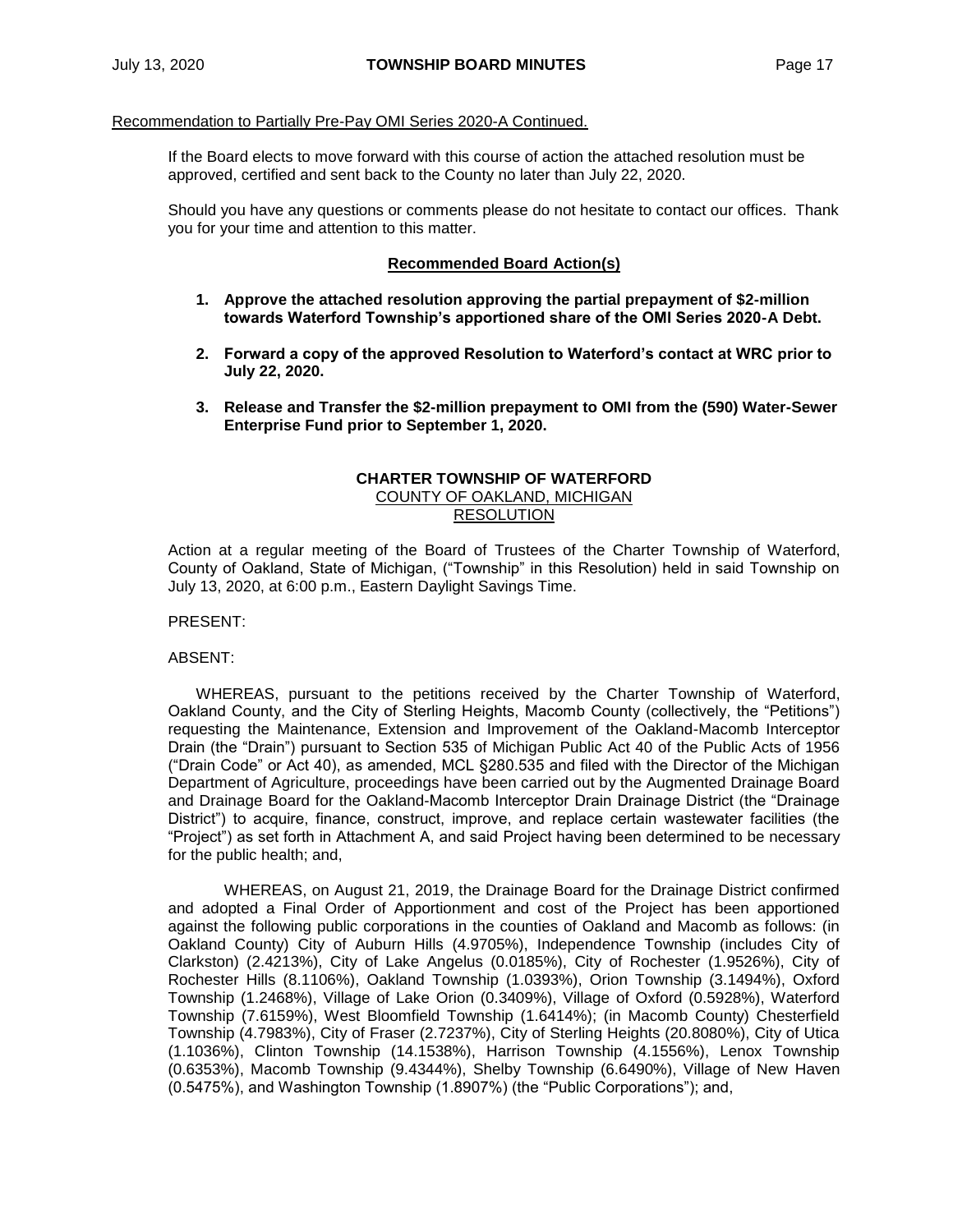Recommendation to Partially Pre-Pay OMI Series 2020-A Continued.

If the Board elects to move forward with this course of action the attached resolution must be approved, certified and sent back to the County no later than July 22, 2020.

Should you have any questions or comments please do not hesitate to contact our offices. Thank you for your time and attention to this matter.

**Recommended Board Action(s)**

1. **Approve the attached resolution approving the partial prepayment of $2-million towards Waterford Township's apportioned share of the OMI Series 2020-A Debt.**

2. **Forward a copy of the approved Resolution to Waterford's contact at WRC prior to July 22, 2020.**

3. **Release and Transfer the $2-million prepayment to OMI from the (590) Water-Sewer Enterprise Fund prior to September 1, 2020.**

**CHARTER TOWNSHIP OF WATERFORD**
COUNTY OF OAKLAND, MICHIGAN
RESOLUTION

Action at a regular meeting of the Board of Trustees of the Charter Township of Waterford, County of Oakland, State of Michigan, ("Township" in this Resolution) held in said Township on July 13, 2020, at 6:00 p.m., Eastern Daylight Savings Time.

PRESENT:

ABSENT:

WHEREAS, pursuant to the petitions received by the Charter Township of Waterford, Oakland County, and the City of Sterling Heights, Macomb County (collectively, the "Petitions") requesting the Maintenance, Extension and Improvement of the Oakland-Macomb Interceptor Drain (the "Drain") pursuant to Section 535 of Michigan Public Act 40 of the Public Acts of 1956 ("Drain Code" or Act 40), as amended, MCL §280.535 and filed with the Director of the Michigan Department of Agriculture, proceedings have been carried out by the Augmented Drainage Board and Drainage Board for the Oakland-Macomb Interceptor Drain Drainage District (the "Drainage District") to acquire, finance, construct, improve, and replace certain wastewater facilities (the "Project") as set forth in Attachment A, and said Project having been determined to be necessary for the public health; and,

WHEREAS, on August 21, 2019, the Drainage Board for the Drainage District confirmed and adopted a Final Order of Apportionment and cost of the Project has been apportioned against the following public corporations in the counties of Oakland and Macomb as follows: (in Oakland County) City of Auburn Hills (4.9705%), Independence Township (includes City of Clarkston) (2.4213%), City of Lake Angelus (0.0185%), City of Rochester (1.9526%), City of Rochester Hills (8.1106%), Oakland Township (1.0393%), Orion Township (3.1494%), Oxford Township (1.2468%), Village of Lake Orion (0.3409%), Village of Oxford (0.5928%), Waterford Township (7.6159%), West Bloomfield Township (1.6414%); (in Macomb County) Chesterfield Township (4.7983%), City of Fraser (2.7237%), City of Sterling Heights (20.8080%), City of Utica (1.1036%), Clinton Township (14.1538%), Harrison Township (4.1556%), Lenox Township (0.6353%), Macomb Township (9.4344%), Shelby Township (6.6490%), Village of New Haven (0.5475%), and Washington Township (1.8907%) (the "Public Corporations"); and,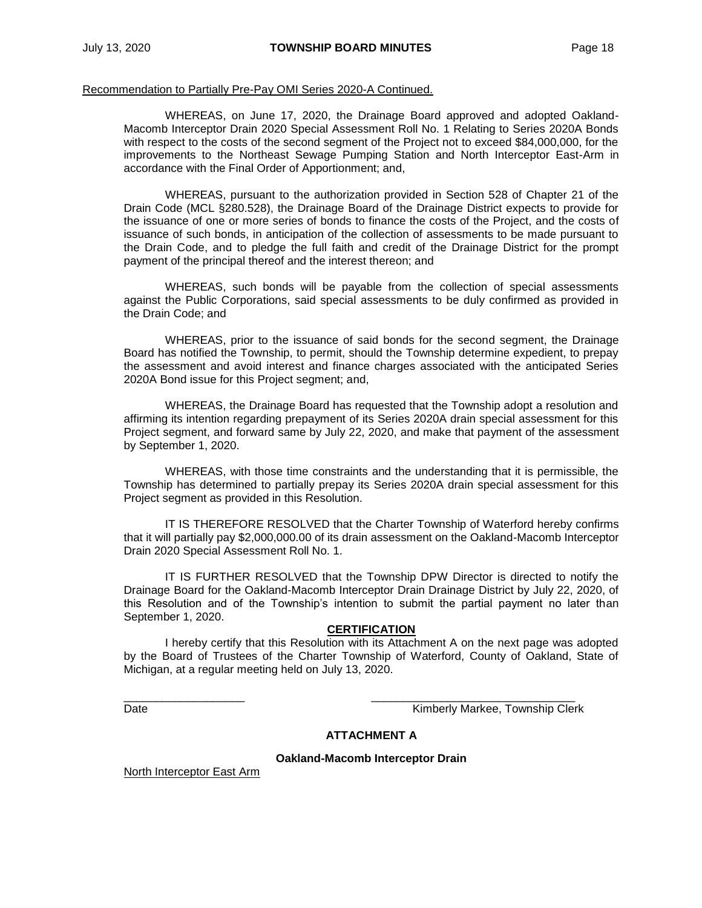Recommendation to Partially Pre-Pay OMI Series 2020-A Continued.

WHEREAS, on June 17, 2020, the Drainage Board approved and adopted Oakland-Macomb Interceptor Drain 2020 Special Assessment Roll No. 1 Relating to Series 2020A Bonds with respect to the costs of the second segment of the Project not to exceed $84,000,000, for the improvements to the Northeast Sewage Pumping Station and North Interceptor East-Arm in accordance with the Final Order of Apportionment; and,

WHEREAS, pursuant to the authorization provided in Section 528 of Chapter 21 of the Drain Code (MCL §280.528), the Drainage Board of the Drainage District expects to provide for the issuance of one or more series of bonds to finance the costs of the Project, and the costs of issuance of such bonds, in anticipation of the collection of assessments to be made pursuant to the Drain Code, and to pledge the full faith and credit of the Drainage District for the prompt payment of the principal thereof and the interest thereon; and

WHEREAS, such bonds will be payable from the collection of special assessments against the Public Corporations, said special assessments to be duly confirmed as provided in the Drain Code; and

WHEREAS, prior to the issuance of said bonds for the second segment, the Drainage Board has notified the Township, to permit, should the Township determine expedient, to prepay the assessment and avoid interest and finance charges associated with the anticipated Series 2020A Bond issue for this Project segment; and,

WHEREAS, the Drainage Board has requested that the Township adopt a resolution and affirming its intention regarding prepayment of its Series 2020A drain special assessment for this Project segment, and forward same by July 22, 2020, and make that payment of the assessment by September 1, 2020.

WHEREAS, with those time constraints and the understanding that it is permissible, the Township has determined to partially prepay its Series 2020A drain special assessment for this Project segment as provided in this Resolution.

IT IS THEREFORE RESOLVED that the Charter Township of Waterford hereby confirms that it will partially pay $2,000,000.00 of its drain assessment on the Oakland-Macomb Interceptor Drain 2020 Special Assessment Roll No. 1.

IT IS FURTHER RESOLVED that the Township DPW Director is directed to notify the Drainage Board for the Oakland-Macomb Interceptor Drain Drainage District by July 22, 2020, of this Resolution and of the Township's intention to submit the partial payment no later than September 1, 2020.

**CERTIFICATION**

I hereby certify that this Resolution with its Attachment A on the next page was adopted by the Board of Trustees of the Charter Township of Waterford, County of Oakland, State of Michigan, at a regular meeting held on July 13, 2020.

\_\_\_\_\_\_\_\_\_\_\_\_\_\_\_\_\_\_\_ \_\_\_\_\_\_\_\_\_\_\_\_\_\_\_\_\_\_\_\_\_\_\_\_\_\_\_\_\_\_\_\_

Date Kimberly Markee, Township Clerk

**ATTACHMENT A**

**Oakland-Macomb Interceptor Drain**

North Interceptor East Arm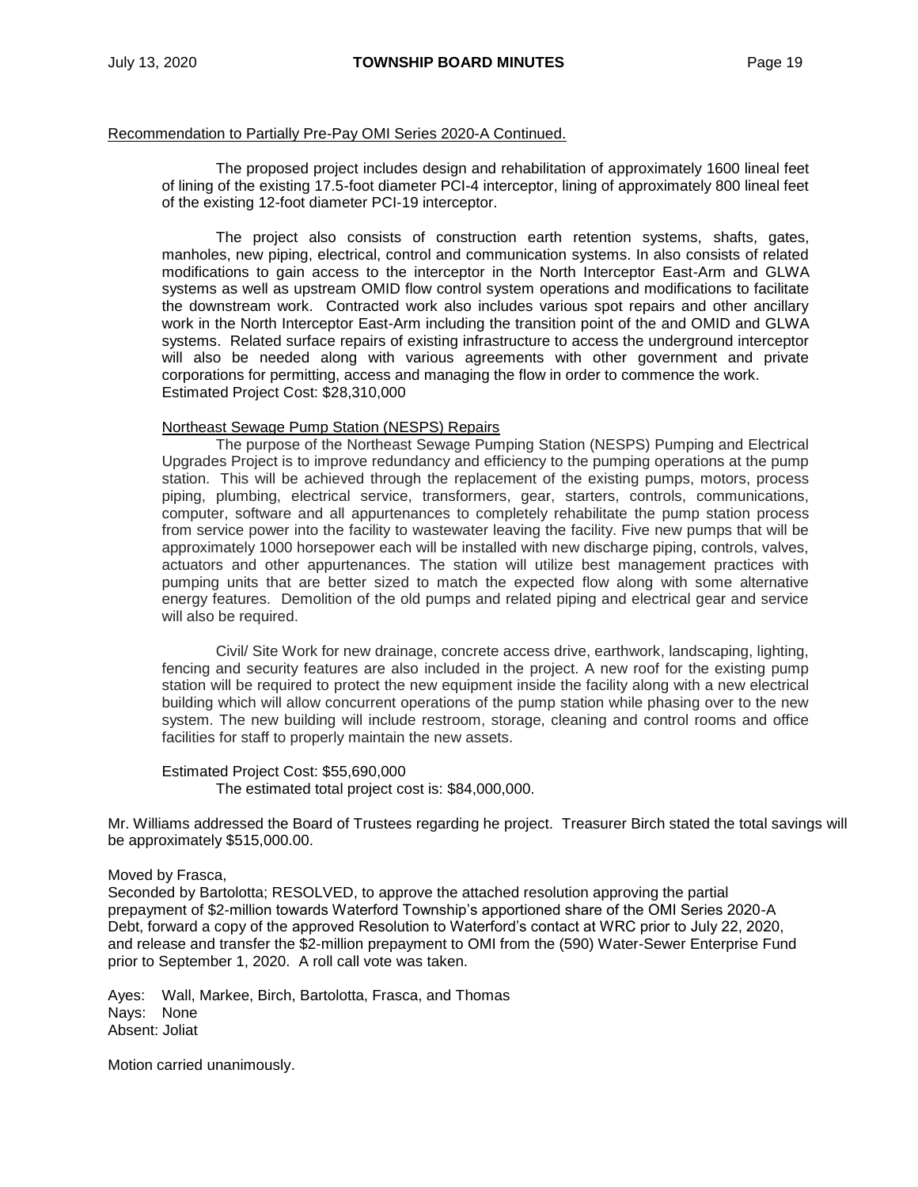Recommendation to Partially Pre-Pay OMI Series 2020-A Continued.

The proposed project includes design and rehabilitation of approximately 1600 lineal feet of lining of the existing 17.5-foot diameter PCI-4 interceptor, lining of approximately 800 lineal feet of the existing 12-foot diameter PCI-19 interceptor.

The project also consists of construction earth retention systems, shafts, gates, manholes, new piping, electrical, control and communication systems. In also consists of related modifications to gain access to the interceptor in the North Interceptor East-Arm and GLWA systems as well as upstream OMID flow control system operations and modifications to facilitate the downstream work. Contracted work also includes various spot repairs and other ancillary work in the North Interceptor East-Arm including the transition point of the and OMID and GLWA systems. Related surface repairs of existing infrastructure to access the underground interceptor will also be needed along with various agreements with other government and private corporations for permitting, access and managing the flow in order to commence the work.
Estimated Project Cost: $28,310,000

Northeast Sewage Pump Station (NESPS) Repairs

The purpose of the Northeast Sewage Pumping Station (NESPS) Pumping and Electrical Upgrades Project is to improve redundancy and efficiency to the pumping operations at the pump station. This will be achieved through the replacement of the existing pumps, motors, process piping, plumbing, electrical service, transformers, gear, starters, controls, communications, computer, software and all appurtenances to completely rehabilitate the pump station process from service power into the facility to wastewater leaving the facility. Five new pumps that will be approximately 1000 horsepower each will be installed with new discharge piping, controls, valves, actuators and other appurtenances. The station will utilize best management practices with pumping units that are better sized to match the expected flow along with some alternative energy features. Demolition of the old pumps and related piping and electrical gear and service will also be required.

Civil/ Site Work for new drainage, concrete access drive, earthwork, landscaping, lighting, fencing and security features are also included in the project. A new roof for the existing pump station will be required to protect the new equipment inside the facility along with a new electrical building which will allow concurrent operations of the pump station while phasing over to the new system. The new building will include restroom, storage, cleaning and control rooms and office facilities for staff to properly maintain the new assets.

Estimated Project Cost: $55,690,000
The estimated total project cost is: $84,000,000.

Mr. Williams addressed the Board of Trustees regarding he project. Treasurer Birch stated the total savings will be approximately $515,000.00.

Moved by Frasca,
Seconded by Bartolotta; RESOLVED, to approve the attached resolution approving the partial prepayment of $2-million towards Waterford Township's apportioned share of the OMI Series 2020-A Debt, forward a copy of the approved Resolution to Waterford's contact at WRC prior to July 22, 2020, and release and transfer the $2-million prepayment to OMI from the (590) Water-Sewer Enterprise Fund prior to September 1, 2020. A roll call vote was taken.

Ayes: Wall, Markee, Birch, Bartolotta, Frasca, and Thomas
Nays: None
Absent: Joliat

Motion carried unanimously.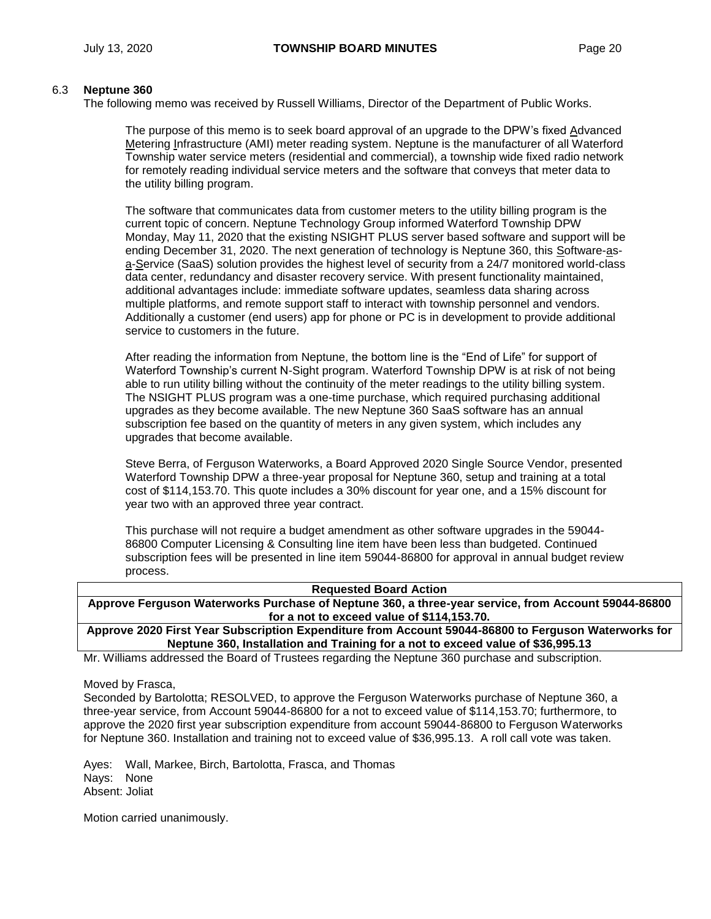### 6.3 Neptune 360

The following memo was received by Russell Williams, Director of the Department of Public Works.

> The purpose of this memo is to seek board approval of an upgrade to the DPW's fixed Advanced Metering Infrastructure (AMI) meter reading system. Neptune is the manufacturer of all Waterford Township water service meters (residential and commercial), a township wide fixed radio network for remotely reading individual service meters and the software that conveys that meter data to the utility billing program.
>
> The software that communicates data from customer meters to the utility billing program is the current topic of concern. Neptune Technology Group informed Waterford Township DPW Monday, May 11, 2020 that the existing NSIGHT PLUS server based software and support will be ending December 31, 2020. The next generation of technology is Neptune 360, this Software-as-a-Service (SaaS) solution provides the highest level of security from a 24/7 monitored world-class data center, redundancy and disaster recovery service. With present functionality maintained, additional advantages include: immediate software updates, seamless data sharing across multiple platforms, and remote support staff to interact with township personnel and vendors. Additionally a customer (end users) app for phone or PC is in development to provide additional service to customers in the future.
>
> After reading the information from Neptune, the bottom line is the "End of Life" for support of Waterford Township's current N-Sight program. Waterford Township DPW is at risk of not being able to run utility billing without the continuity of the meter readings to the utility billing system. The NSIGHT PLUS program was a one-time purchase, which required purchasing additional upgrades as they become available. The new Neptune 360 SaaS software has an annual subscription fee based on the quantity of meters in any given system, which includes any upgrades that become available.
>
> Steve Berra, of Ferguson Waterworks, a Board Approved 2020 Single Source Vendor, presented Waterford Township DPW a three-year proposal for Neptune 360, setup and training at a total cost of $114,153.70. This quote includes a 30% discount for year one, and a 15% discount for year two with an approved three year contract.
>
> This purchase will not require a budget amendment as other software upgrades in the 59044-86800 Computer Licensing & Consulting line item have been less than budgeted. Continued subscription fees will be presented in line item 59044-86800 for approval in annual budget review process.

| Requested Board Action |
|---|
| **Approve Ferguson Waterworks Purchase of Neptune 360, a three-year service, from Account 59044-86800 for a not to exceed value of $114,153.70.** |
| **Approve 2020 First Year Subscription Expenditure from Account 59044-86800 to Ferguson Waterworks for Neptune 360, Installation and Training for a not to exceed value of $36,995.13** |

Mr. Williams addressed the Board of Trustees regarding the Neptune 360 purchase and subscription.

Moved by Frasca,
Seconded by Bartolotta; RESOLVED, to approve the Ferguson Waterworks purchase of Neptune 360, a three-year service, from Account 59044-86800 for a not to exceed value of $114,153.70; furthermore, to approve the 2020 first year subscription expenditure from account 59044-86800 to Ferguson Waterworks for Neptune 360. Installation and training not to exceed value of $36,995.13. A roll call vote was taken.

Ayes: Wall, Markee, Birch, Bartolotta, Frasca, and Thomas
Nays: None
Absent: Joliat

Motion carried unanimously.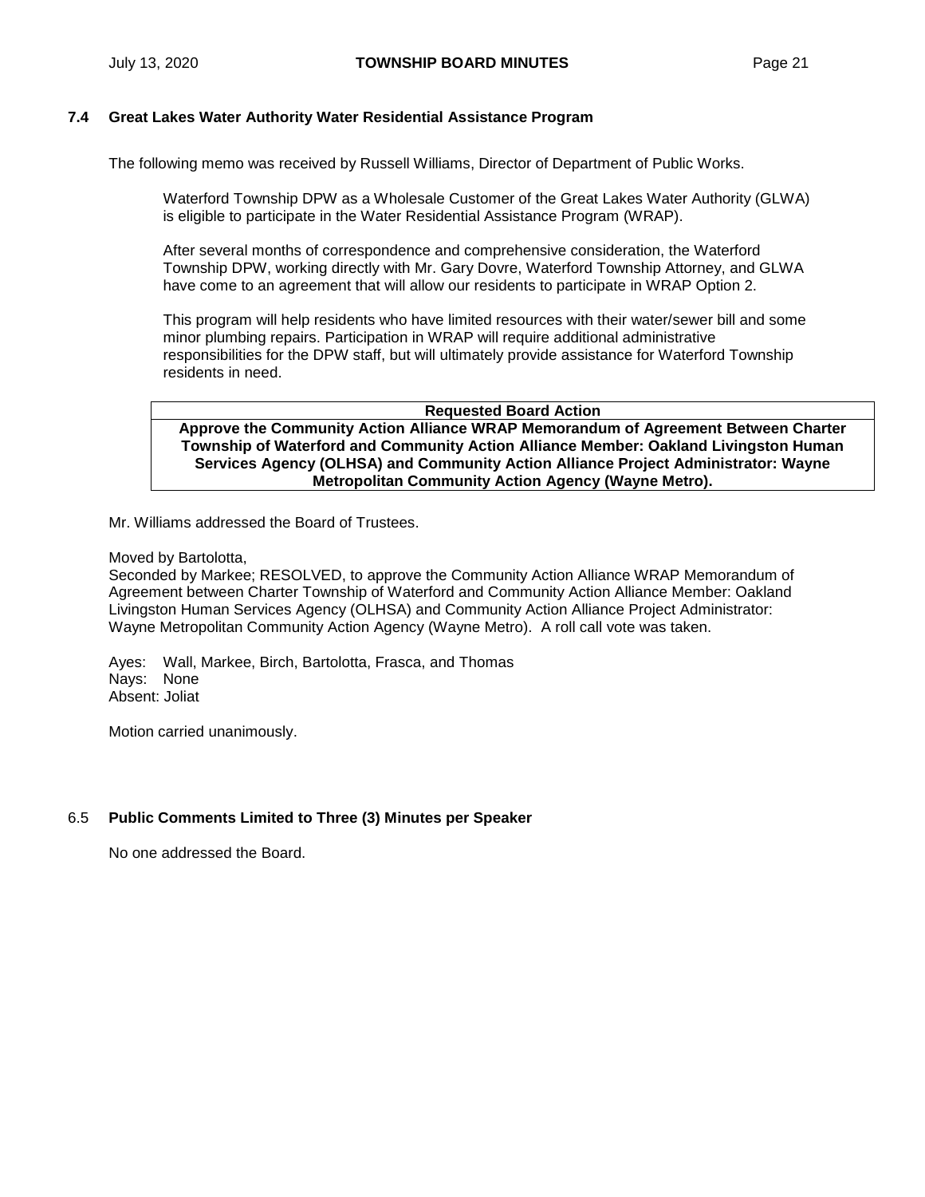### 7.4 Great Lakes Water Authority Water Residential Assistance Program

The following memo was received by Russell Williams, Director of Department of Public Works.

> Waterford Township DPW as a Wholesale Customer of the Great Lakes Water Authority (GLWA) is eligible to participate in the Water Residential Assistance Program (WRAP).
>
> After several months of correspondence and comprehensive consideration, the Waterford Township DPW, working directly with Mr. Gary Dovre, Waterford Township Attorney, and GLWA have come to an agreement that will allow our residents to participate in WRAP Option 2.
>
> This program will help residents who have limited resources with their water/sewer bill and some minor plumbing repairs. Participation in WRAP will require additional administrative responsibilities for the DPW staff, but will ultimately provide assistance for Waterford Township residents in need.

| Requested Board Action |
|---|
| **Approve the Community Action Alliance WRAP Memorandum of Agreement Between Charter Township of Waterford and Community Action Alliance Member: Oakland Livingston Human Services Agency (OLHSA) and Community Action Alliance Project Administrator: Wayne Metropolitan Community Action Agency (Wayne Metro).** |

Mr. Williams addressed the Board of Trustees.

Moved by Bartolotta,
Seconded by Markee; RESOLVED, to approve the Community Action Alliance WRAP Memorandum of Agreement between Charter Township of Waterford and Community Action Alliance Member: Oakland Livingston Human Services Agency (OLHSA) and Community Action Alliance Project Administrator: Wayne Metropolitan Community Action Agency (Wayne Metro). A roll call vote was taken.

Ayes: Wall, Markee, Birch, Bartolotta, Frasca, and Thomas
Nays: None
Absent: Joliat

Motion carried unanimously.

### 6.5 Public Comments Limited to Three (3) Minutes per Speaker

No one addressed the Board.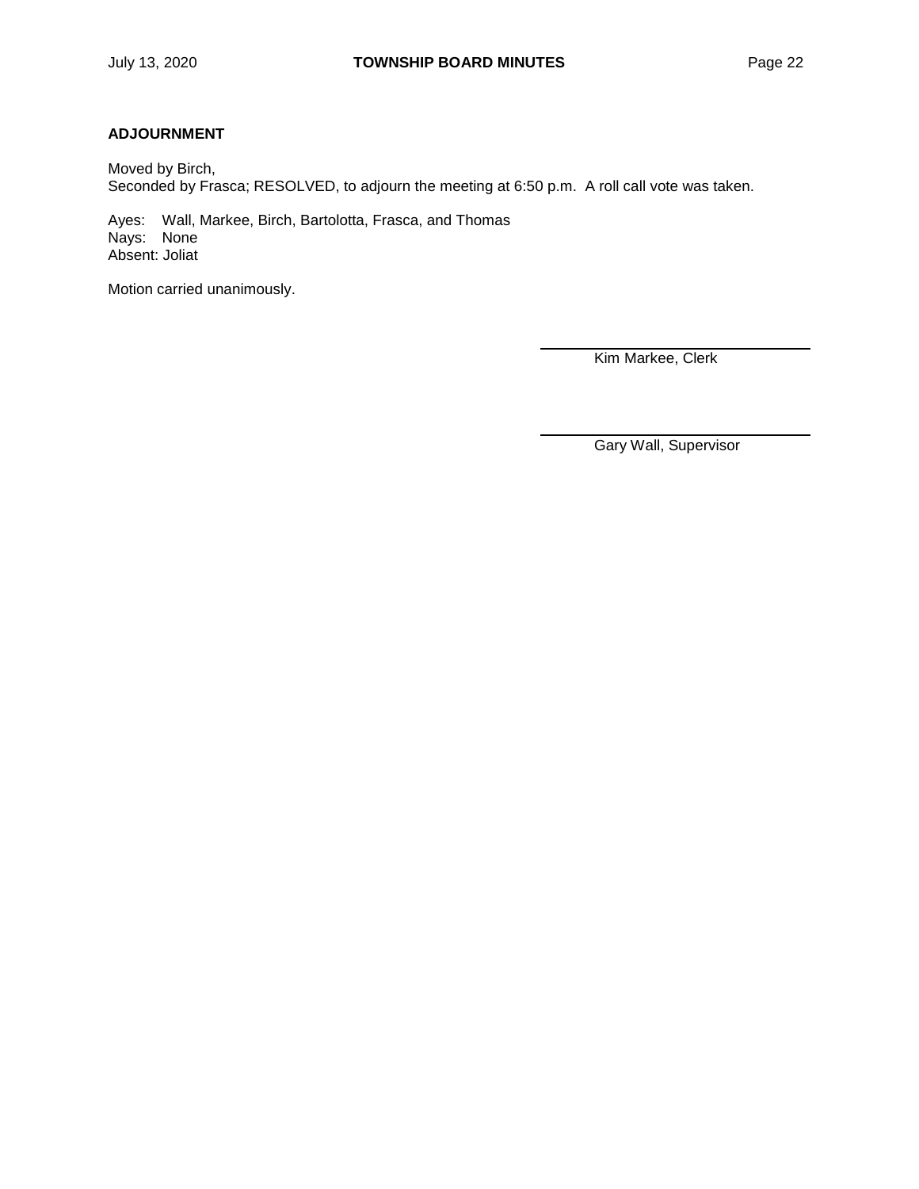**ADJOURNMENT**

Moved by Birch,
Seconded by Frasca; RESOLVED, to adjourn the meeting at 6:50 p.m. A roll call vote was taken.

Ayes: Wall, Markee, Birch, Bartolotta, Frasca, and Thomas
Nays: None
Absent: Joliat

Motion carried unanimously.

Kim Markee, Clerk

Gary Wall, Supervisor